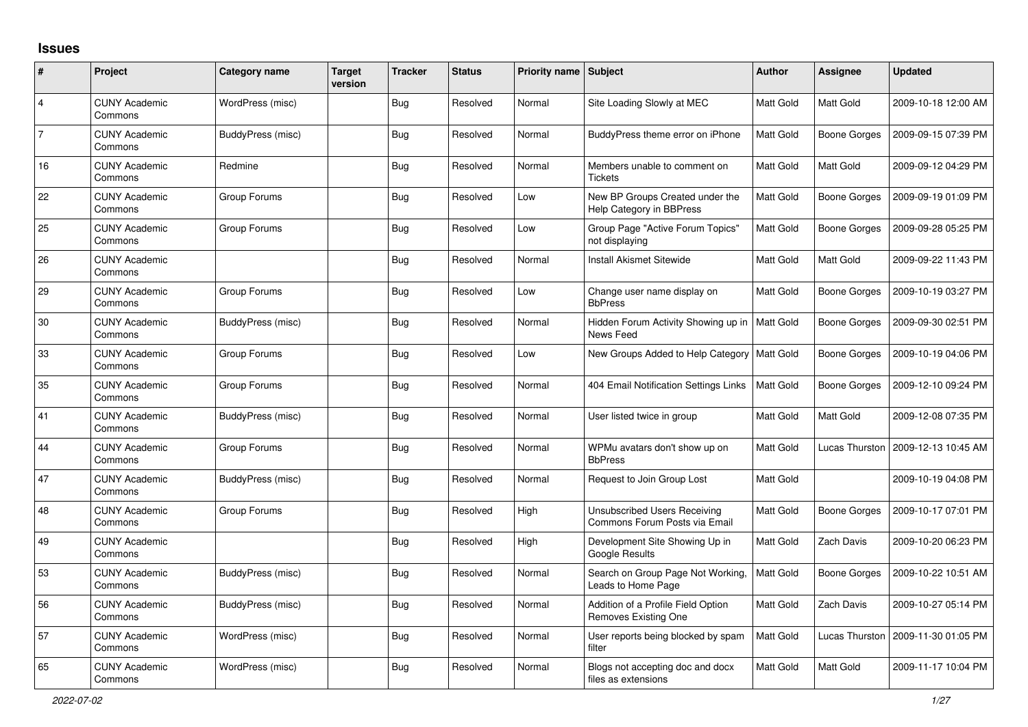# Issues

| # | Project | Category name | Target version | Tracker | Status | Priority name | Subject | Author | Assignee | Updated |
|---|---|---|---|---|---|---|---|---|---|---|
| 4 | CUNY Academic Commons | WordPress (misc) | | Bug | Resolved | Normal | Site Loading Slowly at MEC | Matt Gold | Matt Gold | 2009-10-18 12:00 AM |
| 7 | CUNY Academic Commons | BuddyPress (misc) | | Bug | Resolved | Normal | BuddyPress theme error on iPhone | Matt Gold | Boone Gorges | 2009-09-15 07:39 PM |
| 16 | CUNY Academic Commons | Redmine | | Bug | Resolved | Normal | Members unable to comment on Tickets | Matt Gold | Matt Gold | 2009-09-12 04:29 PM |
| 22 | CUNY Academic Commons | Group Forums | | Bug | Resolved | Low | New BP Groups Created under the Help Category in BBPress | Matt Gold | Boone Gorges | 2009-09-19 01:09 PM |
| 25 | CUNY Academic Commons | Group Forums | | Bug | Resolved | Low | Group Page "Active Forum Topics" not displaying | Matt Gold | Boone Gorges | 2009-09-28 05:25 PM |
| 26 | CUNY Academic Commons | | | Bug | Resolved | Normal | Install Akismet Sitewide | Matt Gold | Matt Gold | 2009-09-22 11:43 PM |
| 29 | CUNY Academic Commons | Group Forums | | Bug | Resolved | Low | Change user name display on BbPress | Matt Gold | Boone Gorges | 2009-10-19 03:27 PM |
| 30 | CUNY Academic Commons | BuddyPress (misc) | | Bug | Resolved | Normal | Hidden Forum Activity Showing up in News Feed | Matt Gold | Boone Gorges | 2009-09-30 02:51 PM |
| 33 | CUNY Academic Commons | Group Forums | | Bug | Resolved | Low | New Groups Added to Help Category | Matt Gold | Boone Gorges | 2009-10-19 04:06 PM |
| 35 | CUNY Academic Commons | Group Forums | | Bug | Resolved | Normal | 404 Email Notification Settings Links | Matt Gold | Boone Gorges | 2009-12-10 09:24 PM |
| 41 | CUNY Academic Commons | BuddyPress (misc) | | Bug | Resolved | Normal | User listed twice in group | Matt Gold | Matt Gold | 2009-12-08 07:35 PM |
| 44 | CUNY Academic Commons | Group Forums | | Bug | Resolved | Normal | WPMu avatars don't show up on BbPress | Matt Gold | Lucas Thurston | 2009-12-13 10:45 AM |
| 47 | CUNY Academic Commons | BuddyPress (misc) | | Bug | Resolved | Normal | Request to Join Group Lost | Matt Gold | | 2009-10-19 04:08 PM |
| 48 | CUNY Academic Commons | Group Forums | | Bug | Resolved | High | Unsubscribed Users Receiving Commons Forum Posts via Email | Matt Gold | Boone Gorges | 2009-10-17 07:01 PM |
| 49 | CUNY Academic Commons | | | Bug | Resolved | High | Development Site Showing Up in Google Results | Matt Gold | Zach Davis | 2009-10-20 06:23 PM |
| 53 | CUNY Academic Commons | BuddyPress (misc) | | Bug | Resolved | Normal | Search on Group Page Not Working, Leads to Home Page | Matt Gold | Boone Gorges | 2009-10-22 10:51 AM |
| 56 | CUNY Academic Commons | BuddyPress (misc) | | Bug | Resolved | Normal | Addition of a Profile Field Option Removes Existing One | Matt Gold | Zach Davis | 2009-10-27 05:14 PM |
| 57 | CUNY Academic Commons | WordPress (misc) | | Bug | Resolved | Normal | User reports being blocked by spam filter | Matt Gold | Lucas Thurston | 2009-11-30 01:05 PM |
| 65 | CUNY Academic Commons | WordPress (misc) | | Bug | Resolved | Normal | Blogs not accepting doc and docx files as extensions | Matt Gold | Matt Gold | 2009-11-17 10:04 PM |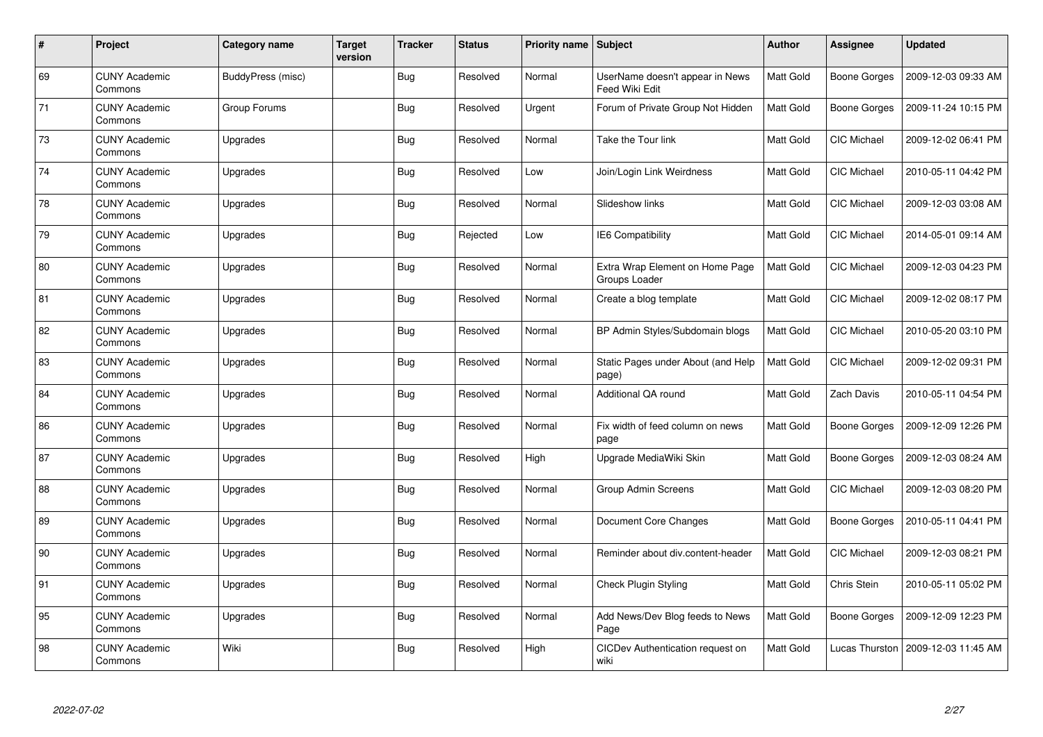| # | Project | Category name | Target version | Tracker | Status | Priority name | Subject | Author | Assignee | Updated |
|---|---|---|---|---|---|---|---|---|---|---|
| 69 | CUNY Academic Commons | BuddyPress (misc) | | Bug | Resolved | Normal | UserName doesn't appear in News Feed Wiki Edit | Matt Gold | Boone Gorges | 2009-12-03 09:33 AM |
| 71 | CUNY Academic Commons | Group Forums | | Bug | Resolved | Urgent | Forum of Private Group Not Hidden | Matt Gold | Boone Gorges | 2009-11-24 10:15 PM |
| 73 | CUNY Academic Commons | Upgrades | | Bug | Resolved | Normal | Take the Tour link | Matt Gold | CIC Michael | 2009-12-02 06:41 PM |
| 74 | CUNY Academic Commons | Upgrades | | Bug | Resolved | Low | Join/Login Link Weirdness | Matt Gold | CIC Michael | 2010-05-11 04:42 PM |
| 78 | CUNY Academic Commons | Upgrades | | Bug | Resolved | Normal | Slideshow links | Matt Gold | CIC Michael | 2009-12-03 03:08 AM |
| 79 | CUNY Academic Commons | Upgrades | | Bug | Rejected | Low | IE6 Compatibility | Matt Gold | CIC Michael | 2014-05-01 09:14 AM |
| 80 | CUNY Academic Commons | Upgrades | | Bug | Resolved | Normal | Extra Wrap Element on Home Page Groups Loader | Matt Gold | CIC Michael | 2009-12-03 04:23 PM |
| 81 | CUNY Academic Commons | Upgrades | | Bug | Resolved | Normal | Create a blog template | Matt Gold | CIC Michael | 2009-12-02 08:17 PM |
| 82 | CUNY Academic Commons | Upgrades | | Bug | Resolved | Normal | BP Admin Styles/Subdomain blogs | Matt Gold | CIC Michael | 2010-05-20 03:10 PM |
| 83 | CUNY Academic Commons | Upgrades | | Bug | Resolved | Normal | Static Pages under About (and Help page) | Matt Gold | CIC Michael | 2009-12-02 09:31 PM |
| 84 | CUNY Academic Commons | Upgrades | | Bug | Resolved | Normal | Additional QA round | Matt Gold | Zach Davis | 2010-05-11 04:54 PM |
| 86 | CUNY Academic Commons | Upgrades | | Bug | Resolved | Normal | Fix width of feed column on news page | Matt Gold | Boone Gorges | 2009-12-09 12:26 PM |
| 87 | CUNY Academic Commons | Upgrades | | Bug | Resolved | High | Upgrade MediaWiki Skin | Matt Gold | Boone Gorges | 2009-12-03 08:24 AM |
| 88 | CUNY Academic Commons | Upgrades | | Bug | Resolved | Normal | Group Admin Screens | Matt Gold | CIC Michael | 2009-12-03 08:20 PM |
| 89 | CUNY Academic Commons | Upgrades | | Bug | Resolved | Normal | Document Core Changes | Matt Gold | Boone Gorges | 2010-05-11 04:41 PM |
| 90 | CUNY Academic Commons | Upgrades | | Bug | Resolved | Normal | Reminder about div.content-header | Matt Gold | CIC Michael | 2009-12-03 08:21 PM |
| 91 | CUNY Academic Commons | Upgrades | | Bug | Resolved | Normal | Check Plugin Styling | Matt Gold | Chris Stein | 2010-05-11 05:02 PM |
| 95 | CUNY Academic Commons | Upgrades | | Bug | Resolved | Normal | Add News/Dev Blog feeds to News Page | Matt Gold | Boone Gorges | 2009-12-09 12:23 PM |
| 98 | CUNY Academic Commons | Wiki | | Bug | Resolved | High | CICDev Authentication request on wiki | Matt Gold | Lucas Thurston | 2009-12-03 11:45 AM |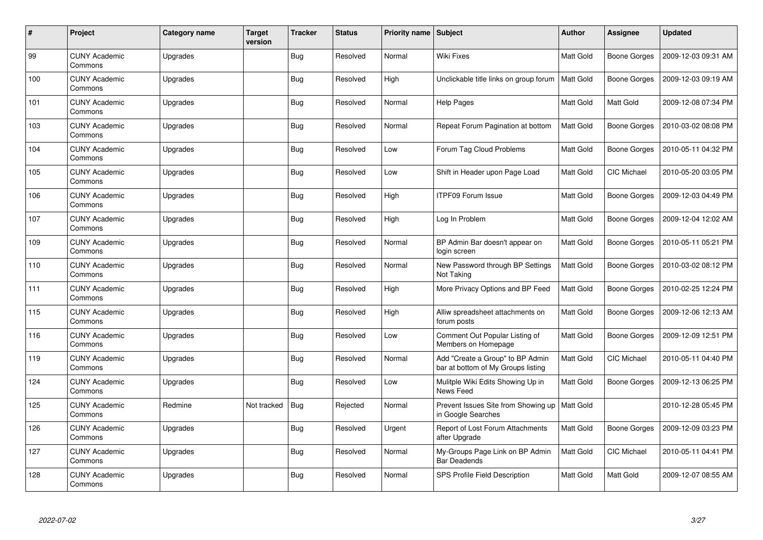| # | Project | Category name | Target version | Tracker | Status | Priority name | Subject | Author | Assignee | Updated |
|---|---|---|---|---|---|---|---|---|---|---|
| 99 | CUNY Academic Commons | Upgrades | | Bug | Resolved | Normal | Wiki Fixes | Matt Gold | Boone Gorges | 2009-12-03 09:31 AM |
| 100 | CUNY Academic Commons | Upgrades | | Bug | Resolved | High | Unclickable title links on group forum | Matt Gold | Boone Gorges | 2009-12-03 09:19 AM |
| 101 | CUNY Academic Commons | Upgrades | | Bug | Resolved | Normal | Help Pages | Matt Gold | Matt Gold | 2009-12-08 07:34 PM |
| 103 | CUNY Academic Commons | Upgrades | | Bug | Resolved | Normal | Repeat Forum Pagination at bottom | Matt Gold | Boone Gorges | 2010-03-02 08:08 PM |
| 104 | CUNY Academic Commons | Upgrades | | Bug | Resolved | Low | Forum Tag Cloud Problems | Matt Gold | Boone Gorges | 2010-05-11 04:32 PM |
| 105 | CUNY Academic Commons | Upgrades | | Bug | Resolved | Low | Shift in Header upon Page Load | Matt Gold | CIC Michael | 2010-05-20 03:05 PM |
| 106 | CUNY Academic Commons | Upgrades | | Bug | Resolved | High | ITPF09 Forum Issue | Matt Gold | Boone Gorges | 2009-12-03 04:49 PM |
| 107 | CUNY Academic Commons | Upgrades | | Bug | Resolved | High | Log In Problem | Matt Gold | Boone Gorges | 2009-12-04 12:02 AM |
| 109 | CUNY Academic Commons | Upgrades | | Bug | Resolved | Normal | BP Admin Bar doesn't appear on login screen | Matt Gold | Boone Gorges | 2010-05-11 05:21 PM |
| 110 | CUNY Academic Commons | Upgrades | | Bug | Resolved | Normal | New Password through BP Settings Not Taking | Matt Gold | Boone Gorges | 2010-03-02 08:12 PM |
| 111 | CUNY Academic Commons | Upgrades | | Bug | Resolved | High | More Privacy Options and BP Feed | Matt Gold | Boone Gorges | 2010-02-25 12:24 PM |
| 115 | CUNY Academic Commons | Upgrades | | Bug | Resolved | High | Alliw spreadsheet attachments on forum posts | Matt Gold | Boone Gorges | 2009-12-06 12:13 AM |
| 116 | CUNY Academic Commons | Upgrades | | Bug | Resolved | Low | Comment Out Popular Listing of Members on Homepage | Matt Gold | Boone Gorges | 2009-12-09 12:51 PM |
| 119 | CUNY Academic Commons | Upgrades | | Bug | Resolved | Normal | Add "Create a Group" to BP Admin bar at bottom of My Groups listing | Matt Gold | CIC Michael | 2010-05-11 04:40 PM |
| 124 | CUNY Academic Commons | Upgrades | | Bug | Resolved | Low | Mulitple Wiki Edits Showing Up in News Feed | Matt Gold | Boone Gorges | 2009-12-13 06:25 PM |
| 125 | CUNY Academic Commons | Redmine | Not tracked | Bug | Rejected | Normal | Prevent Issues Site from Showing up in Google Searches | Matt Gold | | 2010-12-28 05:45 PM |
| 126 | CUNY Academic Commons | Upgrades | | Bug | Resolved | Urgent | Report of Lost Forum Attachments after Upgrade | Matt Gold | Boone Gorges | 2009-12-09 03:23 PM |
| 127 | CUNY Academic Commons | Upgrades | | Bug | Resolved | Normal | My-Groups Page Link on BP Admin Bar Deadends | Matt Gold | CIC Michael | 2010-05-11 04:41 PM |
| 128 | CUNY Academic Commons | Upgrades | | Bug | Resolved | Normal | SPS Profile Field Description | Matt Gold | Matt Gold | 2009-12-07 08:55 AM |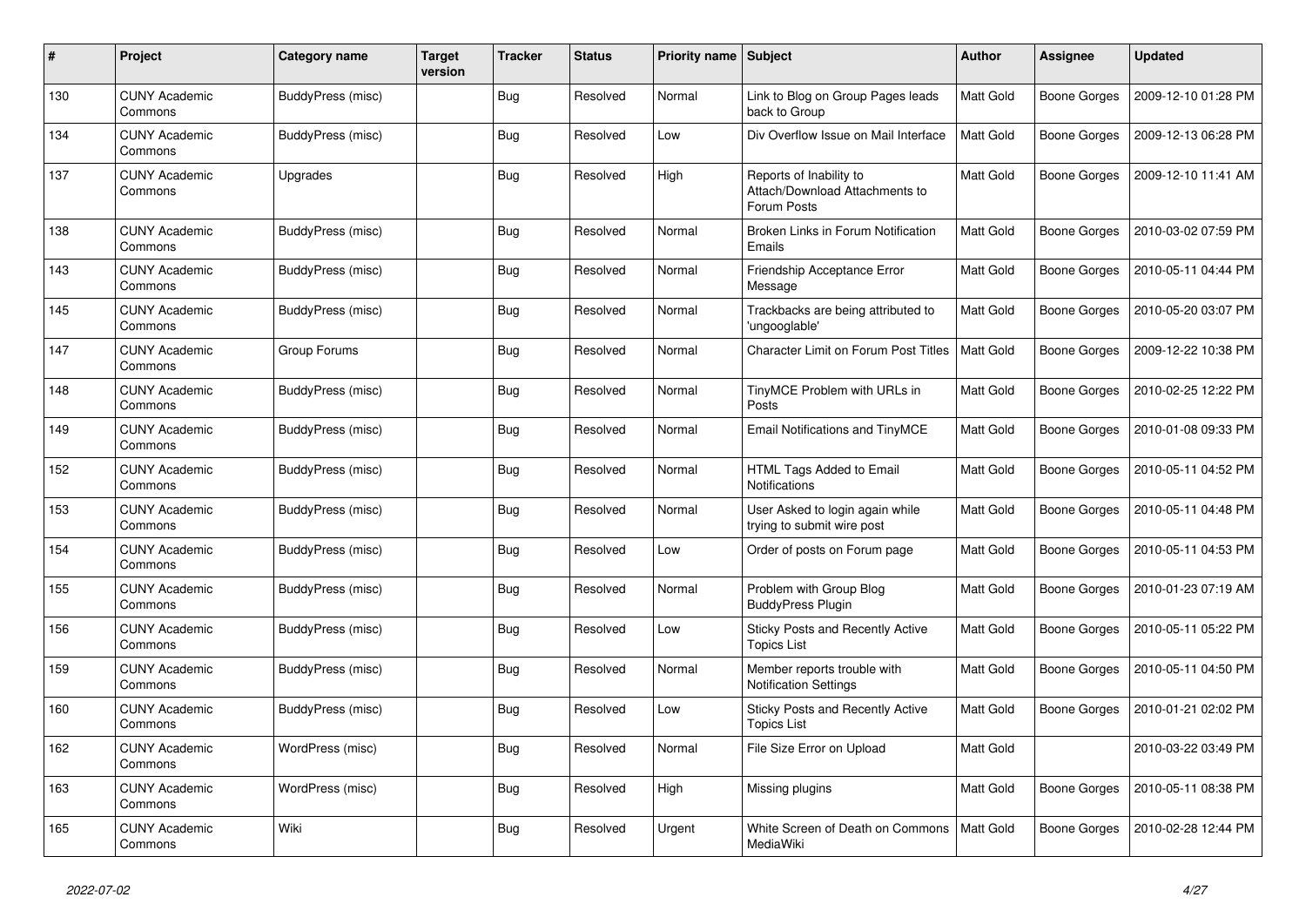| # | Project | Category name | Target version | Tracker | Status | Priority name | Subject | Author | Assignee | Updated |
|---|---|---|---|---|---|---|---|---|---|---|
| 130 | CUNY Academic Commons | BuddyPress (misc) | | Bug | Resolved | Normal | Link to Blog on Group Pages leads back to Group | Matt Gold | Boone Gorges | 2009-12-10 01:28 PM |
| 134 | CUNY Academic Commons | BuddyPress (misc) | | Bug | Resolved | Low | Div Overflow Issue on Mail Interface | Matt Gold | Boone Gorges | 2009-12-13 06:28 PM |
| 137 | CUNY Academic Commons | Upgrades | | Bug | Resolved | High | Reports of Inability to Attach/Download Attachments to Forum Posts | Matt Gold | Boone Gorges | 2009-12-10 11:41 AM |
| 138 | CUNY Academic Commons | BuddyPress (misc) | | Bug | Resolved | Normal | Broken Links in Forum Notification Emails | Matt Gold | Boone Gorges | 2010-03-02 07:59 PM |
| 143 | CUNY Academic Commons | BuddyPress (misc) | | Bug | Resolved | Normal | Friendship Acceptance Error Message | Matt Gold | Boone Gorges | 2010-05-11 04:44 PM |
| 145 | CUNY Academic Commons | BuddyPress (misc) | | Bug | Resolved | Normal | Trackbacks are being attributed to 'ungooglable' | Matt Gold | Boone Gorges | 2010-05-20 03:07 PM |
| 147 | CUNY Academic Commons | Group Forums | | Bug | Resolved | Normal | Character Limit on Forum Post Titles | Matt Gold | Boone Gorges | 2009-12-22 10:38 PM |
| 148 | CUNY Academic Commons | BuddyPress (misc) | | Bug | Resolved | Normal | TinyMCE Problem with URLs in Posts | Matt Gold | Boone Gorges | 2010-02-25 12:22 PM |
| 149 | CUNY Academic Commons | BuddyPress (misc) | | Bug | Resolved | Normal | Email Notifications and TinyMCE | Matt Gold | Boone Gorges | 2010-01-08 09:33 PM |
| 152 | CUNY Academic Commons | BuddyPress (misc) | | Bug | Resolved | Normal | HTML Tags Added to Email Notifications | Matt Gold | Boone Gorges | 2010-05-11 04:52 PM |
| 153 | CUNY Academic Commons | BuddyPress (misc) | | Bug | Resolved | Normal | User Asked to login again while trying to submit wire post | Matt Gold | Boone Gorges | 2010-05-11 04:48 PM |
| 154 | CUNY Academic Commons | BuddyPress (misc) | | Bug | Resolved | Low | Order of posts on Forum page | Matt Gold | Boone Gorges | 2010-05-11 04:53 PM |
| 155 | CUNY Academic Commons | BuddyPress (misc) | | Bug | Resolved | Normal | Problem with Group Blog BuddyPress Plugin | Matt Gold | Boone Gorges | 2010-01-23 07:19 AM |
| 156 | CUNY Academic Commons | BuddyPress (misc) | | Bug | Resolved | Low | Sticky Posts and Recently Active Topics List | Matt Gold | Boone Gorges | 2010-05-11 05:22 PM |
| 159 | CUNY Academic Commons | BuddyPress (misc) | | Bug | Resolved | Normal | Member reports trouble with Notification Settings | Matt Gold | Boone Gorges | 2010-05-11 04:50 PM |
| 160 | CUNY Academic Commons | BuddyPress (misc) | | Bug | Resolved | Low | Sticky Posts and Recently Active Topics List | Matt Gold | Boone Gorges | 2010-01-21 02:02 PM |
| 162 | CUNY Academic Commons | WordPress (misc) | | Bug | Resolved | Normal | File Size Error on Upload | Matt Gold | | 2010-03-22 03:49 PM |
| 163 | CUNY Academic Commons | WordPress (misc) | | Bug | Resolved | High | Missing plugins | Matt Gold | Boone Gorges | 2010-05-11 08:38 PM |
| 165 | CUNY Academic Commons | Wiki | | Bug | Resolved | Urgent | White Screen of Death on Commons MediaWiki | Matt Gold | Boone Gorges | 2010-02-28 12:44 PM |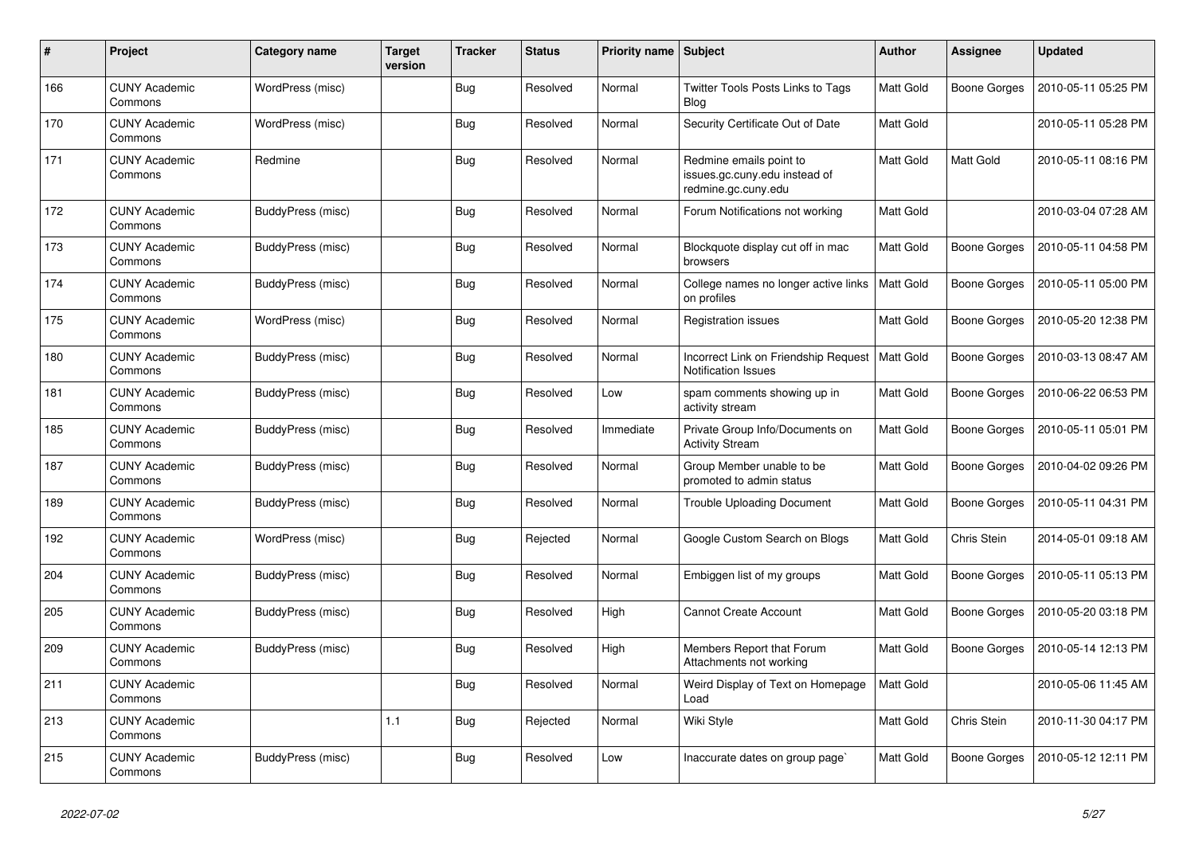| # | Project | Category name | Target version | Tracker | Status | Priority name | Subject | Author | Assignee | Updated |
| --- | --- | --- | --- | --- | --- | --- | --- | --- | --- | --- |
| 166 | CUNY Academic Commons | WordPress (misc) | | Bug | Resolved | Normal | Twitter Tools Posts Links to Tags Blog | Matt Gold | Boone Gorges | 2010-05-11 05:25 PM |
| 170 | CUNY Academic Commons | WordPress (misc) | | Bug | Resolved | Normal | Security Certificate Out of Date | Matt Gold | | 2010-05-11 05:28 PM |
| 171 | CUNY Academic Commons | Redmine | | Bug | Resolved | Normal | Redmine emails point to issues.gc.cuny.edu instead of redmine.gc.cuny.edu | Matt Gold | Matt Gold | 2010-05-11 08:16 PM |
| 172 | CUNY Academic Commons | BuddyPress (misc) | | Bug | Resolved | Normal | Forum Notifications not working | Matt Gold | | 2010-03-04 07:28 AM |
| 173 | CUNY Academic Commons | BuddyPress (misc) | | Bug | Resolved | Normal | Blockquote display cut off in mac browsers | Matt Gold | Boone Gorges | 2010-05-11 04:58 PM |
| 174 | CUNY Academic Commons | BuddyPress (misc) | | Bug | Resolved | Normal | College names no longer active links on profiles | Matt Gold | Boone Gorges | 2010-05-11 05:00 PM |
| 175 | CUNY Academic Commons | WordPress (misc) | | Bug | Resolved | Normal | Registration issues | Matt Gold | Boone Gorges | 2010-05-20 12:38 PM |
| 180 | CUNY Academic Commons | BuddyPress (misc) | | Bug | Resolved | Normal | Incorrect Link on Friendship Request Notification Issues | Matt Gold | Boone Gorges | 2010-03-13 08:47 AM |
| 181 | CUNY Academic Commons | BuddyPress (misc) | | Bug | Resolved | Low | spam comments showing up in activity stream | Matt Gold | Boone Gorges | 2010-06-22 06:53 PM |
| 185 | CUNY Academic Commons | BuddyPress (misc) | | Bug | Resolved | Immediate | Private Group Info/Documents on Activity Stream | Matt Gold | Boone Gorges | 2010-05-11 05:01 PM |
| 187 | CUNY Academic Commons | BuddyPress (misc) | | Bug | Resolved | Normal | Group Member unable to be promoted to admin status | Matt Gold | Boone Gorges | 2010-04-02 09:26 PM |
| 189 | CUNY Academic Commons | BuddyPress (misc) | | Bug | Resolved | Normal | Trouble Uploading Document | Matt Gold | Boone Gorges | 2010-05-11 04:31 PM |
| 192 | CUNY Academic Commons | WordPress (misc) | | Bug | Rejected | Normal | Google Custom Search on Blogs | Matt Gold | Chris Stein | 2014-05-01 09:18 AM |
| 204 | CUNY Academic Commons | BuddyPress (misc) | | Bug | Resolved | Normal | Embiggen list of my groups | Matt Gold | Boone Gorges | 2010-05-11 05:13 PM |
| 205 | CUNY Academic Commons | BuddyPress (misc) | | Bug | Resolved | High | Cannot Create Account | Matt Gold | Boone Gorges | 2010-05-20 03:18 PM |
| 209 | CUNY Academic Commons | BuddyPress (misc) | | Bug | Resolved | High | Members Report that Forum Attachments not working | Matt Gold | Boone Gorges | 2010-05-14 12:13 PM |
| 211 | CUNY Academic Commons | | | Bug | Resolved | Normal | Weird Display of Text on Homepage Load | Matt Gold | | 2010-05-06 11:45 AM |
| 213 | CUNY Academic Commons | | 1.1 | Bug | Rejected | Normal | Wiki Style | Matt Gold | Chris Stein | 2010-11-30 04:17 PM |
| 215 | CUNY Academic Commons | BuddyPress (misc) | | Bug | Resolved | Low | Inaccurate dates on group page` | Matt Gold | Boone Gorges | 2010-05-12 12:11 PM |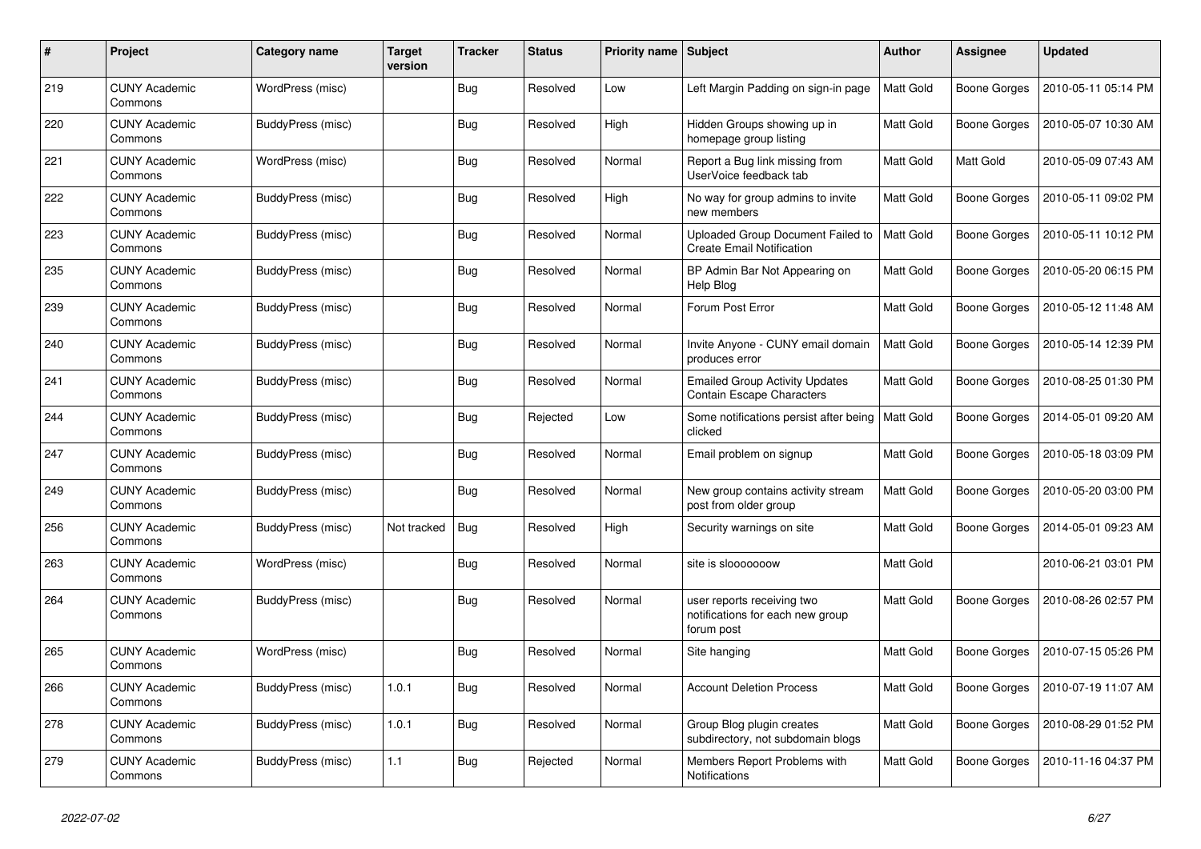| # | Project | Category name | Target version | Tracker | Status | Priority name | Subject | Author | Assignee | Updated |
|---|---|---|---|---|---|---|---|---|---|---|
| 219 | CUNY Academic Commons | WordPress (misc) | | Bug | Resolved | Low | Left Margin Padding on sign-in page | Matt Gold | Boone Gorges | 2010-05-11 05:14 PM |
| 220 | CUNY Academic Commons | BuddyPress (misc) | | Bug | Resolved | High | Hidden Groups showing up in homepage group listing | Matt Gold | Boone Gorges | 2010-05-07 10:30 AM |
| 221 | CUNY Academic Commons | WordPress (misc) | | Bug | Resolved | Normal | Report a Bug link missing from UserVoice feedback tab | Matt Gold | Matt Gold | 2010-05-09 07:43 AM |
| 222 | CUNY Academic Commons | BuddyPress (misc) | | Bug | Resolved | High | No way for group admins to invite new members | Matt Gold | Boone Gorges | 2010-05-11 09:02 PM |
| 223 | CUNY Academic Commons | BuddyPress (misc) | | Bug | Resolved | Normal | Uploaded Group Document Failed to Create Email Notification | Matt Gold | Boone Gorges | 2010-05-11 10:12 PM |
| 235 | CUNY Academic Commons | BuddyPress (misc) | | Bug | Resolved | Normal | BP Admin Bar Not Appearing on Help Blog | Matt Gold | Boone Gorges | 2010-05-20 06:15 PM |
| 239 | CUNY Academic Commons | BuddyPress (misc) | | Bug | Resolved | Normal | Forum Post Error | Matt Gold | Boone Gorges | 2010-05-12 11:48 AM |
| 240 | CUNY Academic Commons | BuddyPress (misc) | | Bug | Resolved | Normal | Invite Anyone - CUNY email domain produces error | Matt Gold | Boone Gorges | 2010-05-14 12:39 PM |
| 241 | CUNY Academic Commons | BuddyPress (misc) | | Bug | Resolved | Normal | Emailed Group Activity Updates Contain Escape Characters | Matt Gold | Boone Gorges | 2010-08-25 01:30 PM |
| 244 | CUNY Academic Commons | BuddyPress (misc) | | Bug | Rejected | Low | Some notifications persist after being clicked | Matt Gold | Boone Gorges | 2014-05-01 09:20 AM |
| 247 | CUNY Academic Commons | BuddyPress (misc) | | Bug | Resolved | Normal | Email problem on signup | Matt Gold | Boone Gorges | 2010-05-18 03:09 PM |
| 249 | CUNY Academic Commons | BuddyPress (misc) | | Bug | Resolved | Normal | New group contains activity stream post from older group | Matt Gold | Boone Gorges | 2010-05-20 03:00 PM |
| 256 | CUNY Academic Commons | BuddyPress (misc) | Not tracked | Bug | Resolved | High | Security warnings on site | Matt Gold | Boone Gorges | 2014-05-01 09:23 AM |
| 263 | CUNY Academic Commons | WordPress (misc) | | Bug | Resolved | Normal | site is slooooooow | Matt Gold | | 2010-06-21 03:01 PM |
| 264 | CUNY Academic Commons | BuddyPress (misc) | | Bug | Resolved | Normal | user reports receiving two notifications for each new group forum post | Matt Gold | Boone Gorges | 2010-08-26 02:57 PM |
| 265 | CUNY Academic Commons | WordPress (misc) | | Bug | Resolved | Normal | Site hanging | Matt Gold | Boone Gorges | 2010-07-15 05:26 PM |
| 266 | CUNY Academic Commons | BuddyPress (misc) | 1.0.1 | Bug | Resolved | Normal | Account Deletion Process | Matt Gold | Boone Gorges | 2010-07-19 11:07 AM |
| 278 | CUNY Academic Commons | BuddyPress (misc) | 1.0.1 | Bug | Resolved | Normal | Group Blog plugin creates subdirectory, not subdomain blogs | Matt Gold | Boone Gorges | 2010-08-29 01:52 PM |
| 279 | CUNY Academic Commons | BuddyPress (misc) | 1.1 | Bug | Rejected | Normal | Members Report Problems with Notifications | Matt Gold | Boone Gorges | 2010-11-16 04:37 PM |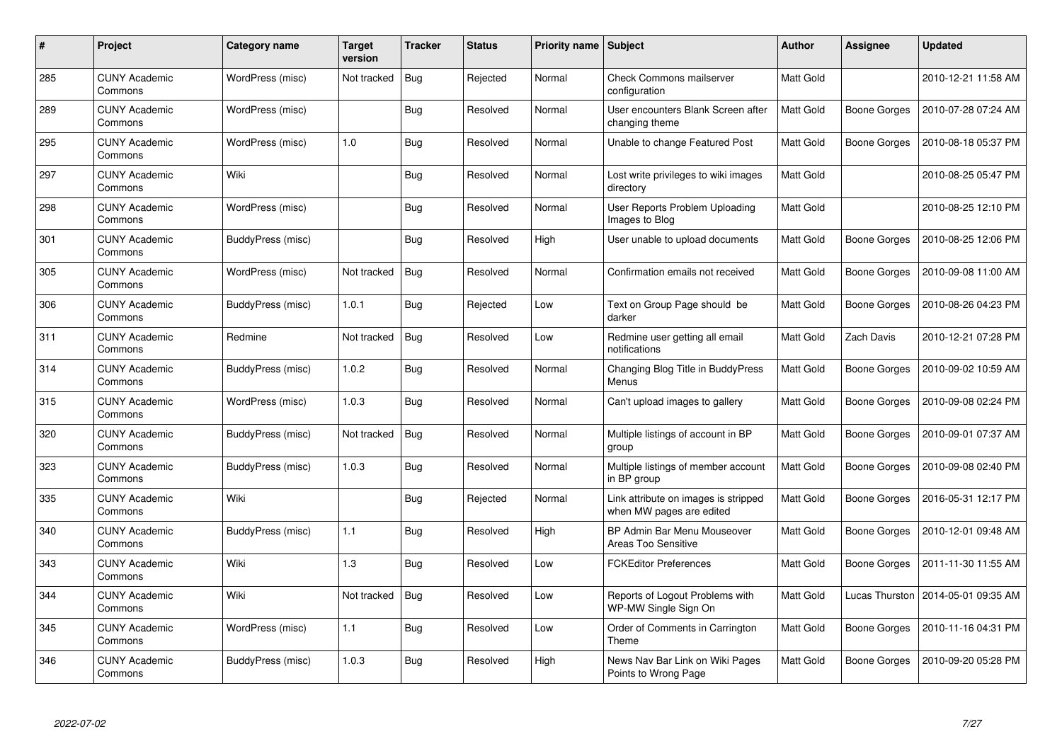| # | Project | Category name | Target version | Tracker | Status | Priority name | Subject | Author | Assignee | Updated |
|---|---|---|---|---|---|---|---|---|---|---|
| 285 | CUNY Academic Commons | WordPress (misc) | Not tracked | Bug | Rejected | Normal | Check Commons mailserver configuration | Matt Gold | | 2010-12-21 11:58 AM |
| 289 | CUNY Academic Commons | WordPress (misc) | | Bug | Resolved | Normal | User encounters Blank Screen after changing theme | Matt Gold | Boone Gorges | 2010-07-28 07:24 AM |
| 295 | CUNY Academic Commons | WordPress (misc) | 1.0 | Bug | Resolved | Normal | Unable to change Featured Post | Matt Gold | Boone Gorges | 2010-08-18 05:37 PM |
| 297 | CUNY Academic Commons | Wiki | | Bug | Resolved | Normal | Lost write privileges to wiki images directory | Matt Gold | | 2010-08-25 05:47 PM |
| 298 | CUNY Academic Commons | WordPress (misc) | | Bug | Resolved | Normal | User Reports Problem Uploading Images to Blog | Matt Gold | | 2010-08-25 12:10 PM |
| 301 | CUNY Academic Commons | BuddyPress (misc) | | Bug | Resolved | High | User unable to upload documents | Matt Gold | Boone Gorges | 2010-08-25 12:06 PM |
| 305 | CUNY Academic Commons | WordPress (misc) | Not tracked | Bug | Resolved | Normal | Confirmation emails not received | Matt Gold | Boone Gorges | 2010-09-08 11:00 AM |
| 306 | CUNY Academic Commons | BuddyPress (misc) | 1.0.1 | Bug | Rejected | Low | Text on Group Page should be darker | Matt Gold | Boone Gorges | 2010-08-26 04:23 PM |
| 311 | CUNY Academic Commons | Redmine | Not tracked | Bug | Resolved | Low | Redmine user getting all email notifications | Matt Gold | Zach Davis | 2010-12-21 07:28 PM |
| 314 | CUNY Academic Commons | BuddyPress (misc) | 1.0.2 | Bug | Resolved | Normal | Changing Blog Title in BuddyPress Menus | Matt Gold | Boone Gorges | 2010-09-02 10:59 AM |
| 315 | CUNY Academic Commons | WordPress (misc) | 1.0.3 | Bug | Resolved | Normal | Can't upload images to gallery | Matt Gold | Boone Gorges | 2010-09-08 02:24 PM |
| 320 | CUNY Academic Commons | BuddyPress (misc) | Not tracked | Bug | Resolved | Normal | Multiple listings of account in BP group | Matt Gold | Boone Gorges | 2010-09-01 07:37 AM |
| 323 | CUNY Academic Commons | BuddyPress (misc) | 1.0.3 | Bug | Resolved | Normal | Multiple listings of member account in BP group | Matt Gold | Boone Gorges | 2010-09-08 02:40 PM |
| 335 | CUNY Academic Commons | Wiki | | Bug | Rejected | Normal | Link attribute on images is stripped when MW pages are edited | Matt Gold | Boone Gorges | 2016-05-31 12:17 PM |
| 340 | CUNY Academic Commons | BuddyPress (misc) | 1.1 | Bug | Resolved | High | BP Admin Bar Menu Mouseover Areas Too Sensitive | Matt Gold | Boone Gorges | 2010-12-01 09:48 AM |
| 343 | CUNY Academic Commons | Wiki | 1.3 | Bug | Resolved | Low | FCKEditor Preferences | Matt Gold | Boone Gorges | 2011-11-30 11:55 AM |
| 344 | CUNY Academic Commons | Wiki | Not tracked | Bug | Resolved | Low | Reports of Logout Problems with WP-MW Single Sign On | Matt Gold | Lucas Thurston | 2014-05-01 09:35 AM |
| 345 | CUNY Academic Commons | WordPress (misc) | 1.1 | Bug | Resolved | Low | Order of Comments in Carrington Theme | Matt Gold | Boone Gorges | 2010-11-16 04:31 PM |
| 346 | CUNY Academic Commons | BuddyPress (misc) | 1.0.3 | Bug | Resolved | High | News Nav Bar Link on Wiki Pages Points to Wrong Page | Matt Gold | Boone Gorges | 2010-09-20 05:28 PM |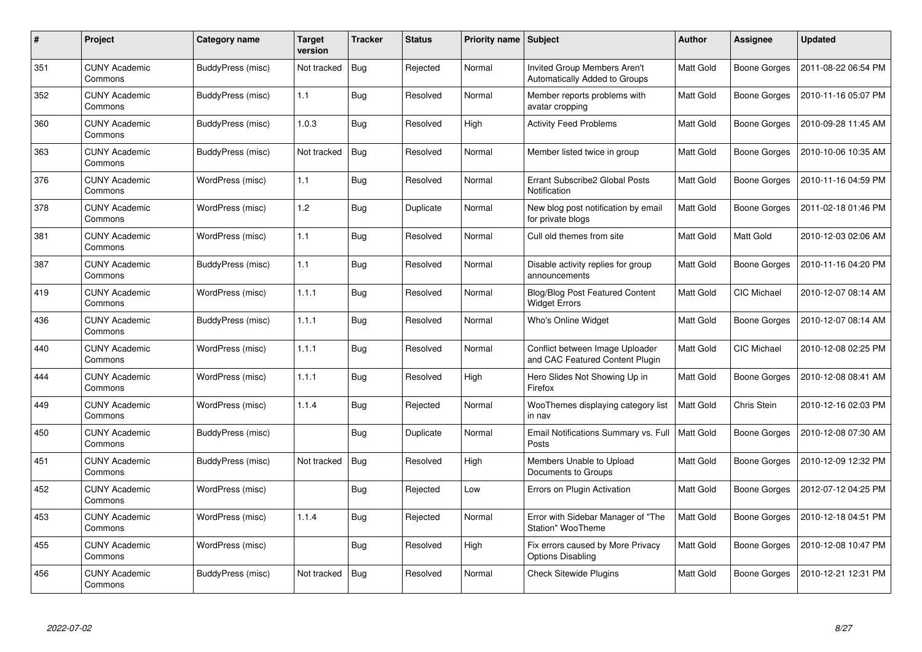| # | Project | Category name | Target version | Tracker | Status | Priority name | Subject | Author | Assignee | Updated |
|---|---|---|---|---|---|---|---|---|---|---|
| 351 | CUNY Academic Commons | BuddyPress (misc) | Not tracked | Bug | Rejected | Normal | Invited Group Members Aren't Automatically Added to Groups | Matt Gold | Boone Gorges | 2011-08-22 06:54 PM |
| 352 | CUNY Academic Commons | BuddyPress (misc) | 1.1 | Bug | Resolved | Normal | Member reports problems with avatar cropping | Matt Gold | Boone Gorges | 2010-11-16 05:07 PM |
| 360 | CUNY Academic Commons | BuddyPress (misc) | 1.0.3 | Bug | Resolved | High | Activity Feed Problems | Matt Gold | Boone Gorges | 2010-09-28 11:45 AM |
| 363 | CUNY Academic Commons | BuddyPress (misc) | Not tracked | Bug | Resolved | Normal | Member listed twice in group | Matt Gold | Boone Gorges | 2010-10-06 10:35 AM |
| 376 | CUNY Academic Commons | WordPress (misc) | 1.1 | Bug | Resolved | Normal | Errant Subscribe2 Global Posts Notification | Matt Gold | Boone Gorges | 2010-11-16 04:59 PM |
| 378 | CUNY Academic Commons | WordPress (misc) | 1.2 | Bug | Duplicate | Normal | New blog post notification by email for private blogs | Matt Gold | Boone Gorges | 2011-02-18 01:46 PM |
| 381 | CUNY Academic Commons | WordPress (misc) | 1.1 | Bug | Resolved | Normal | Cull old themes from site | Matt Gold | Matt Gold | 2010-12-03 02:06 AM |
| 387 | CUNY Academic Commons | BuddyPress (misc) | 1.1 | Bug | Resolved | Normal | Disable activity replies for group announcements | Matt Gold | Boone Gorges | 2010-11-16 04:20 PM |
| 419 | CUNY Academic Commons | WordPress (misc) | 1.1.1 | Bug | Resolved | Normal | Blog/Blog Post Featured Content Widget Errors | Matt Gold | CIC Michael | 2010-12-07 08:14 AM |
| 436 | CUNY Academic Commons | BuddyPress (misc) | 1.1.1 | Bug | Resolved | Normal | Who's Online Widget | Matt Gold | Boone Gorges | 2010-12-07 08:14 AM |
| 440 | CUNY Academic Commons | WordPress (misc) | 1.1.1 | Bug | Resolved | Normal | Conflict between Image Uploader and CAC Featured Content Plugin | Matt Gold | CIC Michael | 2010-12-08 02:25 PM |
| 444 | CUNY Academic Commons | WordPress (misc) | 1.1.1 | Bug | Resolved | High | Hero Slides Not Showing Up in Firefox | Matt Gold | Boone Gorges | 2010-12-08 08:41 AM |
| 449 | CUNY Academic Commons | WordPress (misc) | 1.1.4 | Bug | Rejected | Normal | WooThemes displaying category list in nav | Matt Gold | Chris Stein | 2010-12-16 02:03 PM |
| 450 | CUNY Academic Commons | BuddyPress (misc) | | Bug | Duplicate | Normal | Email Notifications Summary vs. Full Posts | Matt Gold | Boone Gorges | 2010-12-08 07:30 AM |
| 451 | CUNY Academic Commons | BuddyPress (misc) | Not tracked | Bug | Resolved | High | Members Unable to Upload Documents to Groups | Matt Gold | Boone Gorges | 2010-12-09 12:32 PM |
| 452 | CUNY Academic Commons | WordPress (misc) | | Bug | Rejected | Low | Errors on Plugin Activation | Matt Gold | Boone Gorges | 2012-07-12 04:25 PM |
| 453 | CUNY Academic Commons | WordPress (misc) | 1.1.4 | Bug | Rejected | Normal | Error with Sidebar Manager of "The Station" WooTheme | Matt Gold | Boone Gorges | 2010-12-18 04:51 PM |
| 455 | CUNY Academic Commons | WordPress (misc) | | Bug | Resolved | High | Fix errors caused by More Privacy Options Disabling | Matt Gold | Boone Gorges | 2010-12-08 10:47 PM |
| 456 | CUNY Academic Commons | BuddyPress (misc) | Not tracked | Bug | Resolved | Normal | Check Sitewide Plugins | Matt Gold | Boone Gorges | 2010-12-21 12:31 PM |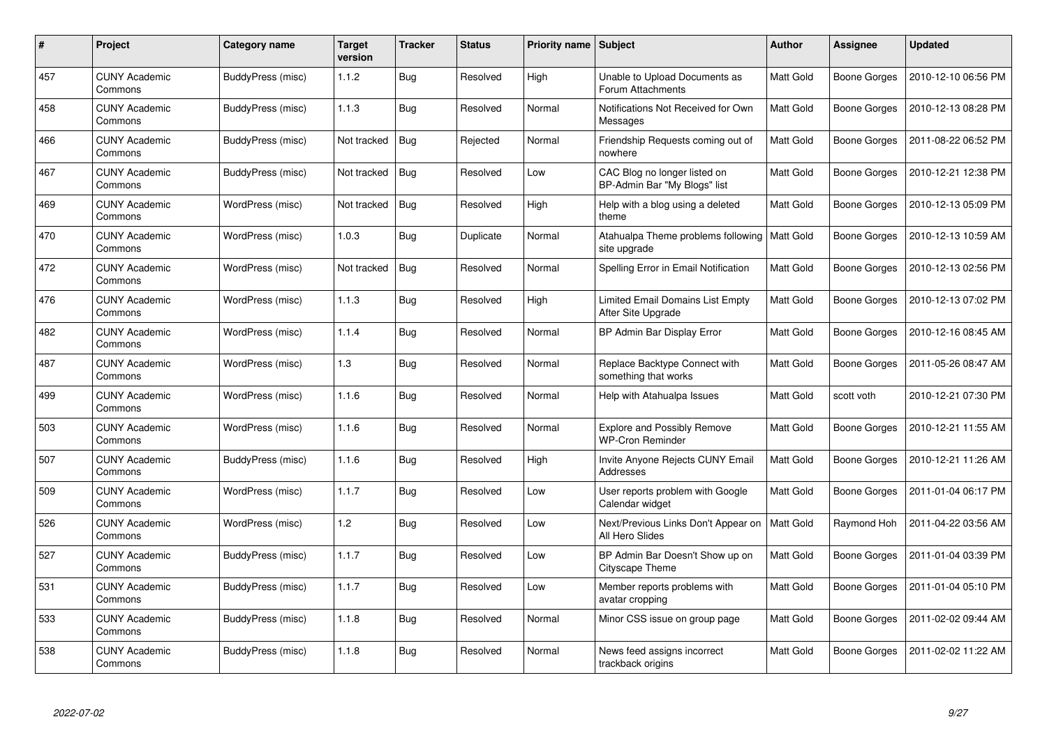| # | Project | Category name | Target version | Tracker | Status | Priority name | Subject | Author | Assignee | Updated |
|---|---|---|---|---|---|---|---|---|---|---|
| 457 | CUNY Academic Commons | BuddyPress (misc) | 1.1.2 | Bug | Resolved | High | Unable to Upload Documents as Forum Attachments | Matt Gold | Boone Gorges | 2010-12-10 06:56 PM |
| 458 | CUNY Academic Commons | BuddyPress (misc) | 1.1.3 | Bug | Resolved | Normal | Notifications Not Received for Own Messages | Matt Gold | Boone Gorges | 2010-12-13 08:28 PM |
| 466 | CUNY Academic Commons | BuddyPress (misc) | Not tracked | Bug | Rejected | Normal | Friendship Requests coming out of nowhere | Matt Gold | Boone Gorges | 2011-08-22 06:52 PM |
| 467 | CUNY Academic Commons | BuddyPress (misc) | Not tracked | Bug | Resolved | Low | CAC Blog no longer listed on BP-Admin Bar "My Blogs" list | Matt Gold | Boone Gorges | 2010-12-21 12:38 PM |
| 469 | CUNY Academic Commons | WordPress (misc) | Not tracked | Bug | Resolved | High | Help with a blog using a deleted theme | Matt Gold | Boone Gorges | 2010-12-13 05:09 PM |
| 470 | CUNY Academic Commons | WordPress (misc) | 1.0.3 | Bug | Duplicate | Normal | Atahualpa Theme problems following site upgrade | Matt Gold | Boone Gorges | 2010-12-13 10:59 AM |
| 472 | CUNY Academic Commons | WordPress (misc) | Not tracked | Bug | Resolved | Normal | Spelling Error in Email Notification | Matt Gold | Boone Gorges | 2010-12-13 02:56 PM |
| 476 | CUNY Academic Commons | WordPress (misc) | 1.1.3 | Bug | Resolved | High | Limited Email Domains List Empty After Site Upgrade | Matt Gold | Boone Gorges | 2010-12-13 07:02 PM |
| 482 | CUNY Academic Commons | WordPress (misc) | 1.1.4 | Bug | Resolved | Normal | BP Admin Bar Display Error | Matt Gold | Boone Gorges | 2010-12-16 08:45 AM |
| 487 | CUNY Academic Commons | WordPress (misc) | 1.3 | Bug | Resolved | Normal | Replace Backtype Connect with something that works | Matt Gold | Boone Gorges | 2011-05-26 08:47 AM |
| 499 | CUNY Academic Commons | WordPress (misc) | 1.1.6 | Bug | Resolved | Normal | Help with Atahualpa Issues | Matt Gold | scott voth | 2010-12-21 07:30 PM |
| 503 | CUNY Academic Commons | WordPress (misc) | 1.1.6 | Bug | Resolved | Normal | Explore and Possibly Remove WP-Cron Reminder | Matt Gold | Boone Gorges | 2010-12-21 11:55 AM |
| 507 | CUNY Academic Commons | BuddyPress (misc) | 1.1.6 | Bug | Resolved | High | Invite Anyone Rejects CUNY Email Addresses | Matt Gold | Boone Gorges | 2010-12-21 11:26 AM |
| 509 | CUNY Academic Commons | WordPress (misc) | 1.1.7 | Bug | Resolved | Low | User reports problem with Google Calendar widget | Matt Gold | Boone Gorges | 2011-01-04 06:17 PM |
| 526 | CUNY Academic Commons | WordPress (misc) | 1.2 | Bug | Resolved | Low | Next/Previous Links Don't Appear on All Hero Slides | Matt Gold | Raymond Hoh | 2011-04-22 03:56 AM |
| 527 | CUNY Academic Commons | BuddyPress (misc) | 1.1.7 | Bug | Resolved | Low | BP Admin Bar Doesn't Show up on Cityscape Theme | Matt Gold | Boone Gorges | 2011-01-04 03:39 PM |
| 531 | CUNY Academic Commons | BuddyPress (misc) | 1.1.7 | Bug | Resolved | Low | Member reports problems with avatar cropping | Matt Gold | Boone Gorges | 2011-01-04 05:10 PM |
| 533 | CUNY Academic Commons | BuddyPress (misc) | 1.1.8 | Bug | Resolved | Normal | Minor CSS issue on group page | Matt Gold | Boone Gorges | 2011-02-02 09:44 AM |
| 538 | CUNY Academic Commons | BuddyPress (misc) | 1.1.8 | Bug | Resolved | Normal | News feed assigns incorrect trackback origins | Matt Gold | Boone Gorges | 2011-02-02 11:22 AM |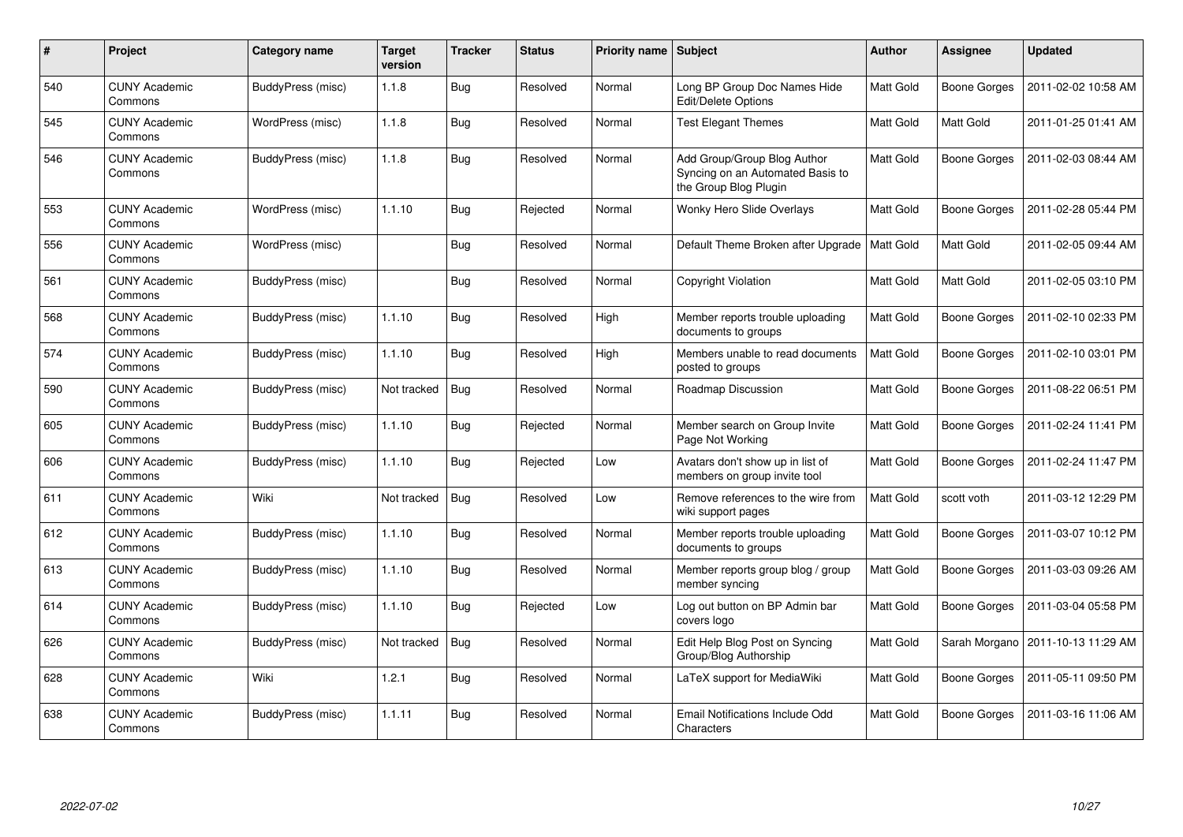| # | Project | Category name | Target version | Tracker | Status | Priority name | Subject | Author | Assignee | Updated |
|---|---|---|---|---|---|---|---|---|---|---|
| 540 | CUNY Academic Commons | BuddyPress (misc) | 1.1.8 | Bug | Resolved | Normal | Long BP Group Doc Names Hide Edit/Delete Options | Matt Gold | Boone Gorges | 2011-02-02 10:58 AM |
| 545 | CUNY Academic Commons | WordPress (misc) | 1.1.8 | Bug | Resolved | Normal | Test Elegant Themes | Matt Gold | Matt Gold | 2011-01-25 01:41 AM |
| 546 | CUNY Academic Commons | BuddyPress (misc) | 1.1.8 | Bug | Resolved | Normal | Add Group/Group Blog Author Syncing on an Automated Basis to the Group Blog Plugin | Matt Gold | Boone Gorges | 2011-02-03 08:44 AM |
| 553 | CUNY Academic Commons | WordPress (misc) | 1.1.10 | Bug | Rejected | Normal | Wonky Hero Slide Overlays | Matt Gold | Boone Gorges | 2011-02-28 05:44 PM |
| 556 | CUNY Academic Commons | WordPress (misc) | | Bug | Resolved | Normal | Default Theme Broken after Upgrade | Matt Gold | Matt Gold | 2011-02-05 09:44 AM |
| 561 | CUNY Academic Commons | BuddyPress (misc) | | Bug | Resolved | Normal | Copyright Violation | Matt Gold | Matt Gold | 2011-02-05 03:10 PM |
| 568 | CUNY Academic Commons | BuddyPress (misc) | 1.1.10 | Bug | Resolved | High | Member reports trouble uploading documents to groups | Matt Gold | Boone Gorges | 2011-02-10 02:33 PM |
| 574 | CUNY Academic Commons | BuddyPress (misc) | 1.1.10 | Bug | Resolved | High | Members unable to read documents posted to groups | Matt Gold | Boone Gorges | 2011-02-10 03:01 PM |
| 590 | CUNY Academic Commons | BuddyPress (misc) | Not tracked | Bug | Resolved | Normal | Roadmap Discussion | Matt Gold | Boone Gorges | 2011-08-22 06:51 PM |
| 605 | CUNY Academic Commons | BuddyPress (misc) | 1.1.10 | Bug | Rejected | Normal | Member search on Group Invite Page Not Working | Matt Gold | Boone Gorges | 2011-02-24 11:41 PM |
| 606 | CUNY Academic Commons | BuddyPress (misc) | 1.1.10 | Bug | Rejected | Low | Avatars don't show up in list of members on group invite tool | Matt Gold | Boone Gorges | 2011-02-24 11:47 PM |
| 611 | CUNY Academic Commons | Wiki | Not tracked | Bug | Resolved | Low | Remove references to the wire from wiki support pages | Matt Gold | scott voth | 2011-03-12 12:29 PM |
| 612 | CUNY Academic Commons | BuddyPress (misc) | 1.1.10 | Bug | Resolved | Normal | Member reports trouble uploading documents to groups | Matt Gold | Boone Gorges | 2011-03-07 10:12 PM |
| 613 | CUNY Academic Commons | BuddyPress (misc) | 1.1.10 | Bug | Resolved | Normal | Member reports group blog / group member syncing | Matt Gold | Boone Gorges | 2011-03-03 09:26 AM |
| 614 | CUNY Academic Commons | BuddyPress (misc) | 1.1.10 | Bug | Rejected | Low | Log out button on BP Admin bar covers logo | Matt Gold | Boone Gorges | 2011-03-04 05:58 PM |
| 626 | CUNY Academic Commons | BuddyPress (misc) | Not tracked | Bug | Resolved | Normal | Edit Help Blog Post on Syncing Group/Blog Authorship | Matt Gold | Sarah Morgano | 2011-10-13 11:29 AM |
| 628 | CUNY Academic Commons | Wiki | 1.2.1 | Bug | Resolved | Normal | LaTeX support for MediaWiki | Matt Gold | Boone Gorges | 2011-05-11 09:50 PM |
| 638 | CUNY Academic Commons | BuddyPress (misc) | 1.1.11 | Bug | Resolved | Normal | Email Notifications Include Odd Characters | Matt Gold | Boone Gorges | 2011-03-16 11:06 AM |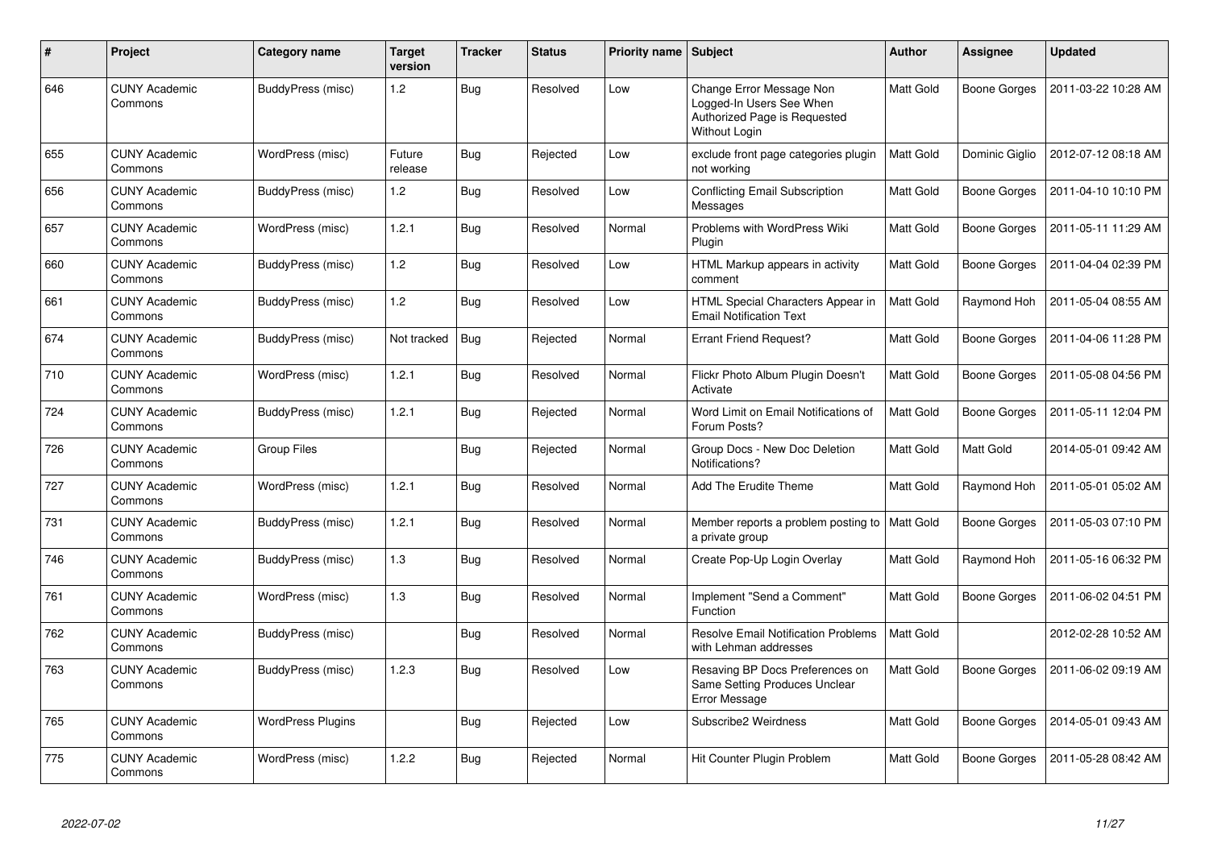| # | Project | Category name | Target version | Tracker | Status | Priority name | Subject | Author | Assignee | Updated |
|---|---|---|---|---|---|---|---|---|---|---|
| 646 | CUNY Academic Commons | BuddyPress (misc) | 1.2 | Bug | Resolved | Low | Change Error Message Non Logged-In Users See When Authorized Page is Requested Without Login | Matt Gold | Boone Gorges | 2011-03-22 10:28 AM |
| 655 | CUNY Academic Commons | WordPress (misc) | Future release | Bug | Rejected | Low | exclude front page categories plugin not working | Matt Gold | Dominic Giglio | 2012-07-12 08:18 AM |
| 656 | CUNY Academic Commons | BuddyPress (misc) | 1.2 | Bug | Resolved | Low | Conflicting Email Subscription Messages | Matt Gold | Boone Gorges | 2011-04-10 10:10 PM |
| 657 | CUNY Academic Commons | WordPress (misc) | 1.2.1 | Bug | Resolved | Normal | Problems with WordPress Wiki Plugin | Matt Gold | Boone Gorges | 2011-05-11 11:29 AM |
| 660 | CUNY Academic Commons | BuddyPress (misc) | 1.2 | Bug | Resolved | Low | HTML Markup appears in activity comment | Matt Gold | Boone Gorges | 2011-04-04 02:39 PM |
| 661 | CUNY Academic Commons | BuddyPress (misc) | 1.2 | Bug | Resolved | Low | HTML Special Characters Appear in Email Notification Text | Matt Gold | Raymond Hoh | 2011-05-04 08:55 AM |
| 674 | CUNY Academic Commons | BuddyPress (misc) | Not tracked | Bug | Rejected | Normal | Errant Friend Request? | Matt Gold | Boone Gorges | 2011-04-06 11:28 PM |
| 710 | CUNY Academic Commons | WordPress (misc) | 1.2.1 | Bug | Resolved | Normal | Flickr Photo Album Plugin Doesn't Activate | Matt Gold | Boone Gorges | 2011-05-08 04:56 PM |
| 724 | CUNY Academic Commons | BuddyPress (misc) | 1.2.1 | Bug | Rejected | Normal | Word Limit on Email Notifications of Forum Posts? | Matt Gold | Boone Gorges | 2011-05-11 12:04 PM |
| 726 | CUNY Academic Commons | Group Files | | Bug | Rejected | Normal | Group Docs - New Doc Deletion Notifications? | Matt Gold | Matt Gold | 2014-05-01 09:42 AM |
| 727 | CUNY Academic Commons | WordPress (misc) | 1.2.1 | Bug | Resolved | Normal | Add The Erudite Theme | Matt Gold | Raymond Hoh | 2011-05-01 05:02 AM |
| 731 | CUNY Academic Commons | BuddyPress (misc) | 1.2.1 | Bug | Resolved | Normal | Member reports a problem posting to a private group | Matt Gold | Boone Gorges | 2011-05-03 07:10 PM |
| 746 | CUNY Academic Commons | BuddyPress (misc) | 1.3 | Bug | Resolved | Normal | Create Pop-Up Login Overlay | Matt Gold | Raymond Hoh | 2011-05-16 06:32 PM |
| 761 | CUNY Academic Commons | WordPress (misc) | 1.3 | Bug | Resolved | Normal | Implement "Send a Comment" Function | Matt Gold | Boone Gorges | 2011-06-02 04:51 PM |
| 762 | CUNY Academic Commons | BuddyPress (misc) | | Bug | Resolved | Normal | Resolve Email Notification Problems with Lehman addresses | Matt Gold | | 2012-02-28 10:52 AM |
| 763 | CUNY Academic Commons | BuddyPress (misc) | 1.2.3 | Bug | Resolved | Low | Resaving BP Docs Preferences on Same Setting Produces Unclear Error Message | Matt Gold | Boone Gorges | 2011-06-02 09:19 AM |
| 765 | CUNY Academic Commons | WordPress Plugins | | Bug | Rejected | Low | Subscribe2 Weirdness | Matt Gold | Boone Gorges | 2014-05-01 09:43 AM |
| 775 | CUNY Academic Commons | WordPress (misc) | 1.2.2 | Bug | Rejected | Normal | Hit Counter Plugin Problem | Matt Gold | Boone Gorges | 2011-05-28 08:42 AM |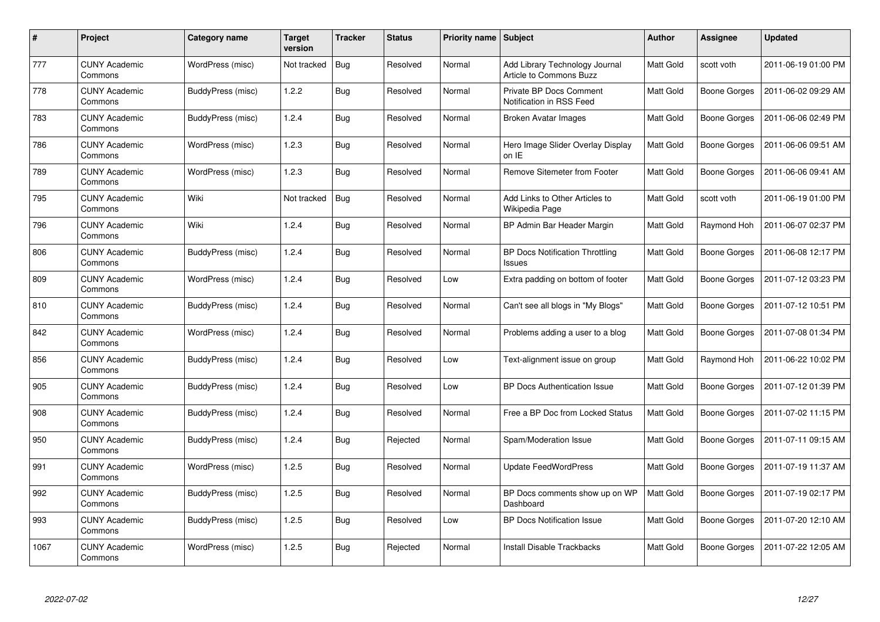| # | Project | Category name | Target version | Tracker | Status | Priority name | Subject | Author | Assignee | Updated |
|---|---|---|---|---|---|---|---|---|---|---|
| 777 | CUNY Academic Commons | WordPress (misc) | Not tracked | Bug | Resolved | Normal | Add Library Technology Journal Article to Commons Buzz | Matt Gold | scott voth | 2011-06-19 01:00 PM |
| 778 | CUNY Academic Commons | BuddyPress (misc) | 1.2.2 | Bug | Resolved | Normal | Private BP Docs Comment Notification in RSS Feed | Matt Gold | Boone Gorges | 2011-06-02 09:29 AM |
| 783 | CUNY Academic Commons | BuddyPress (misc) | 1.2.4 | Bug | Resolved | Normal | Broken Avatar Images | Matt Gold | Boone Gorges | 2011-06-06 02:49 PM |
| 786 | CUNY Academic Commons | WordPress (misc) | 1.2.3 | Bug | Resolved | Normal | Hero Image Slider Overlay Display on IE | Matt Gold | Boone Gorges | 2011-06-06 09:51 AM |
| 789 | CUNY Academic Commons | WordPress (misc) | 1.2.3 | Bug | Resolved | Normal | Remove Sitemeter from Footer | Matt Gold | Boone Gorges | 2011-06-06 09:41 AM |
| 795 | CUNY Academic Commons | Wiki | Not tracked | Bug | Resolved | Normal | Add Links to Other Articles to Wikipedia Page | Matt Gold | scott voth | 2011-06-19 01:00 PM |
| 796 | CUNY Academic Commons | Wiki | 1.2.4 | Bug | Resolved | Normal | BP Admin Bar Header Margin | Matt Gold | Raymond Hoh | 2011-06-07 02:37 PM |
| 806 | CUNY Academic Commons | BuddyPress (misc) | 1.2.4 | Bug | Resolved | Normal | BP Docs Notification Throttling Issues | Matt Gold | Boone Gorges | 2011-06-08 12:17 PM |
| 809 | CUNY Academic Commons | WordPress (misc) | 1.2.4 | Bug | Resolved | Low | Extra padding on bottom of footer | Matt Gold | Boone Gorges | 2011-07-12 03:23 PM |
| 810 | CUNY Academic Commons | BuddyPress (misc) | 1.2.4 | Bug | Resolved | Normal | Can't see all blogs in "My Blogs" | Matt Gold | Boone Gorges | 2011-07-12 10:51 PM |
| 842 | CUNY Academic Commons | WordPress (misc) | 1.2.4 | Bug | Resolved | Normal | Problems adding a user to a blog | Matt Gold | Boone Gorges | 2011-07-08 01:34 PM |
| 856 | CUNY Academic Commons | BuddyPress (misc) | 1.2.4 | Bug | Resolved | Low | Text-alignment issue on group | Matt Gold | Raymond Hoh | 2011-06-22 10:02 PM |
| 905 | CUNY Academic Commons | BuddyPress (misc) | 1.2.4 | Bug | Resolved | Low | BP Docs Authentication Issue | Matt Gold | Boone Gorges | 2011-07-12 01:39 PM |
| 908 | CUNY Academic Commons | BuddyPress (misc) | 1.2.4 | Bug | Resolved | Normal | Free a BP Doc from Locked Status | Matt Gold | Boone Gorges | 2011-07-02 11:15 PM |
| 950 | CUNY Academic Commons | BuddyPress (misc) | 1.2.4 | Bug | Rejected | Normal | Spam/Moderation Issue | Matt Gold | Boone Gorges | 2011-07-11 09:15 AM |
| 991 | CUNY Academic Commons | WordPress (misc) | 1.2.5 | Bug | Resolved | Normal | Update FeedWordPress | Matt Gold | Boone Gorges | 2011-07-19 11:37 AM |
| 992 | CUNY Academic Commons | BuddyPress (misc) | 1.2.5 | Bug | Resolved | Normal | BP Docs comments show up on WP Dashboard | Matt Gold | Boone Gorges | 2011-07-19 02:17 PM |
| 993 | CUNY Academic Commons | BuddyPress (misc) | 1.2.5 | Bug | Resolved | Low | BP Docs Notification Issue | Matt Gold | Boone Gorges | 2011-07-20 12:10 AM |
| 1067 | CUNY Academic Commons | WordPress (misc) | 1.2.5 | Bug | Rejected | Normal | Install Disable Trackbacks | Matt Gold | Boone Gorges | 2011-07-22 12:05 AM |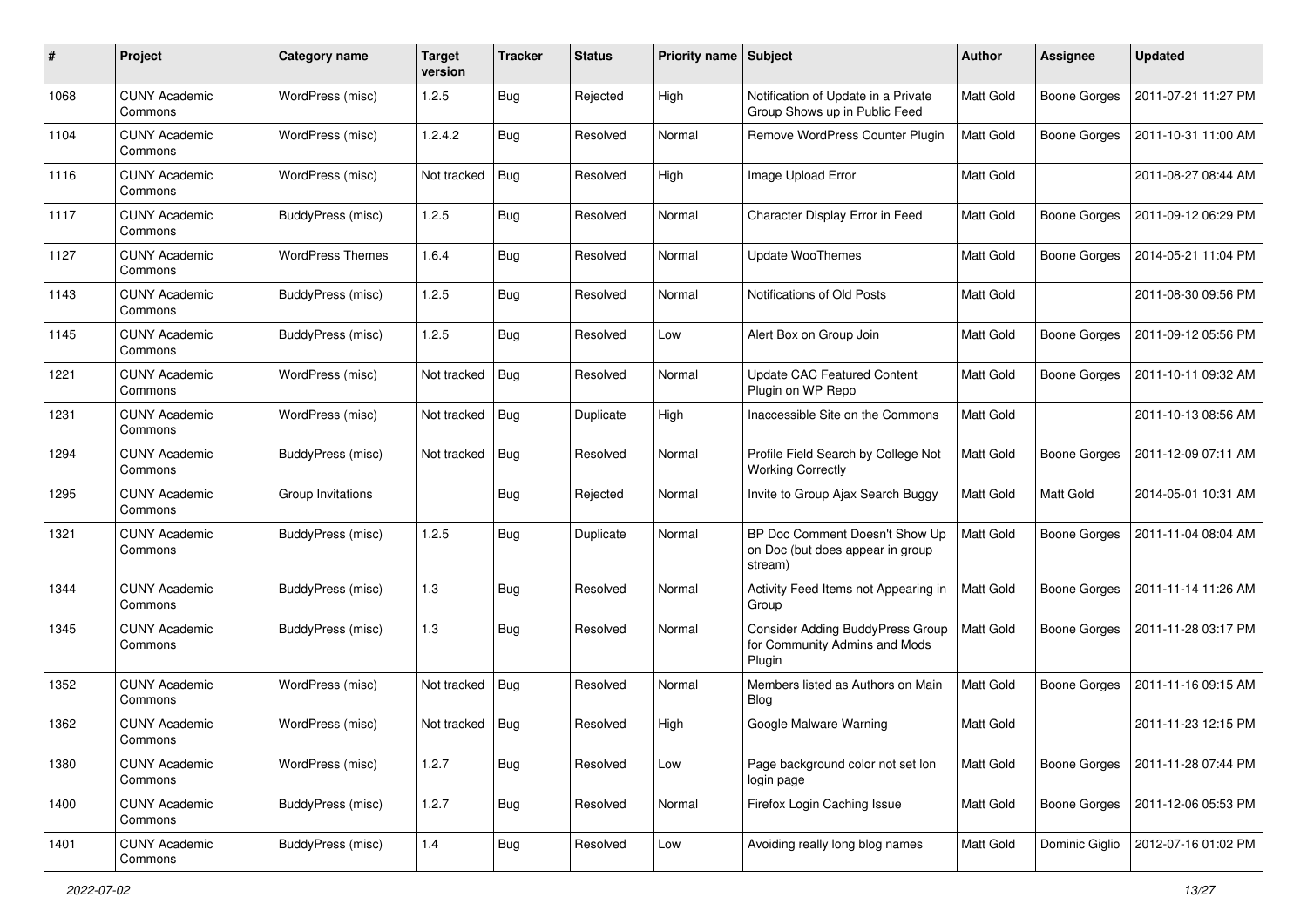| # | Project | Category name | Target version | Tracker | Status | Priority name | Subject | Author | Assignee | Updated |
|---|---|---|---|---|---|---|---|---|---|---|
| 1068 | CUNY Academic Commons | WordPress (misc) | 1.2.5 | Bug | Rejected | High | Notification of Update in a Private Group Shows up in Public Feed | Matt Gold | Boone Gorges | 2011-07-21 11:27 PM |
| 1104 | CUNY Academic Commons | WordPress (misc) | 1.2.4.2 | Bug | Resolved | Normal | Remove WordPress Counter Plugin | Matt Gold | Boone Gorges | 2011-10-31 11:00 AM |
| 1116 | CUNY Academic Commons | WordPress (misc) | Not tracked | Bug | Resolved | High | Image Upload Error | Matt Gold | | 2011-08-27 08:44 AM |
| 1117 | CUNY Academic Commons | BuddyPress (misc) | 1.2.5 | Bug | Resolved | Normal | Character Display Error in Feed | Matt Gold | Boone Gorges | 2011-09-12 06:29 PM |
| 1127 | CUNY Academic Commons | WordPress Themes | 1.6.4 | Bug | Resolved | Normal | Update WooThemes | Matt Gold | Boone Gorges | 2014-05-21 11:04 PM |
| 1143 | CUNY Academic Commons | BuddyPress (misc) | 1.2.5 | Bug | Resolved | Normal | Notifications of Old Posts | Matt Gold | | 2011-08-30 09:56 PM |
| 1145 | CUNY Academic Commons | BuddyPress (misc) | 1.2.5 | Bug | Resolved | Low | Alert Box on Group Join | Matt Gold | Boone Gorges | 2011-09-12 05:56 PM |
| 1221 | CUNY Academic Commons | WordPress (misc) | Not tracked | Bug | Resolved | Normal | Update CAC Featured Content Plugin on WP Repo | Matt Gold | Boone Gorges | 2011-10-11 09:32 AM |
| 1231 | CUNY Academic Commons | WordPress (misc) | Not tracked | Bug | Duplicate | High | Inaccessible Site on the Commons | Matt Gold | | 2011-10-13 08:56 AM |
| 1294 | CUNY Academic Commons | BuddyPress (misc) | Not tracked | Bug | Resolved | Normal | Profile Field Search by College Not Working Correctly | Matt Gold | Boone Gorges | 2011-12-09 07:11 AM |
| 1295 | CUNY Academic Commons | Group Invitations | | Bug | Rejected | Normal | Invite to Group Ajax Search Buggy | Matt Gold | Matt Gold | 2014-05-01 10:31 AM |
| 1321 | CUNY Academic Commons | BuddyPress (misc) | 1.2.5 | Bug | Duplicate | Normal | BP Doc Comment Doesn't Show Up on Doc (but does appear in group stream) | Matt Gold | Boone Gorges | 2011-11-04 08:04 AM |
| 1344 | CUNY Academic Commons | BuddyPress (misc) | 1.3 | Bug | Resolved | Normal | Activity Feed Items not Appearing in Group | Matt Gold | Boone Gorges | 2011-11-14 11:26 AM |
| 1345 | CUNY Academic Commons | BuddyPress (misc) | 1.3 | Bug | Resolved | Normal | Consider Adding BuddyPress Group for Community Admins and Mods Plugin | Matt Gold | Boone Gorges | 2011-11-28 03:17 PM |
| 1352 | CUNY Academic Commons | WordPress (misc) | Not tracked | Bug | Resolved | Normal | Members listed as Authors on Main Blog | Matt Gold | Boone Gorges | 2011-11-16 09:15 AM |
| 1362 | CUNY Academic Commons | WordPress (misc) | Not tracked | Bug | Resolved | High | Google Malware Warning | Matt Gold | | 2011-11-23 12:15 PM |
| 1380 | CUNY Academic Commons | WordPress (misc) | 1.2.7 | Bug | Resolved | Low | Page background color not set lon login page | Matt Gold | Boone Gorges | 2011-11-28 07:44 PM |
| 1400 | CUNY Academic Commons | BuddyPress (misc) | 1.2.7 | Bug | Resolved | Normal | Firefox Login Caching Issue | Matt Gold | Boone Gorges | 2011-12-06 05:53 PM |
| 1401 | CUNY Academic Commons | BuddyPress (misc) | 1.4 | Bug | Resolved | Low | Avoiding really long blog names | Matt Gold | Dominic Giglio | 2012-07-16 01:02 PM |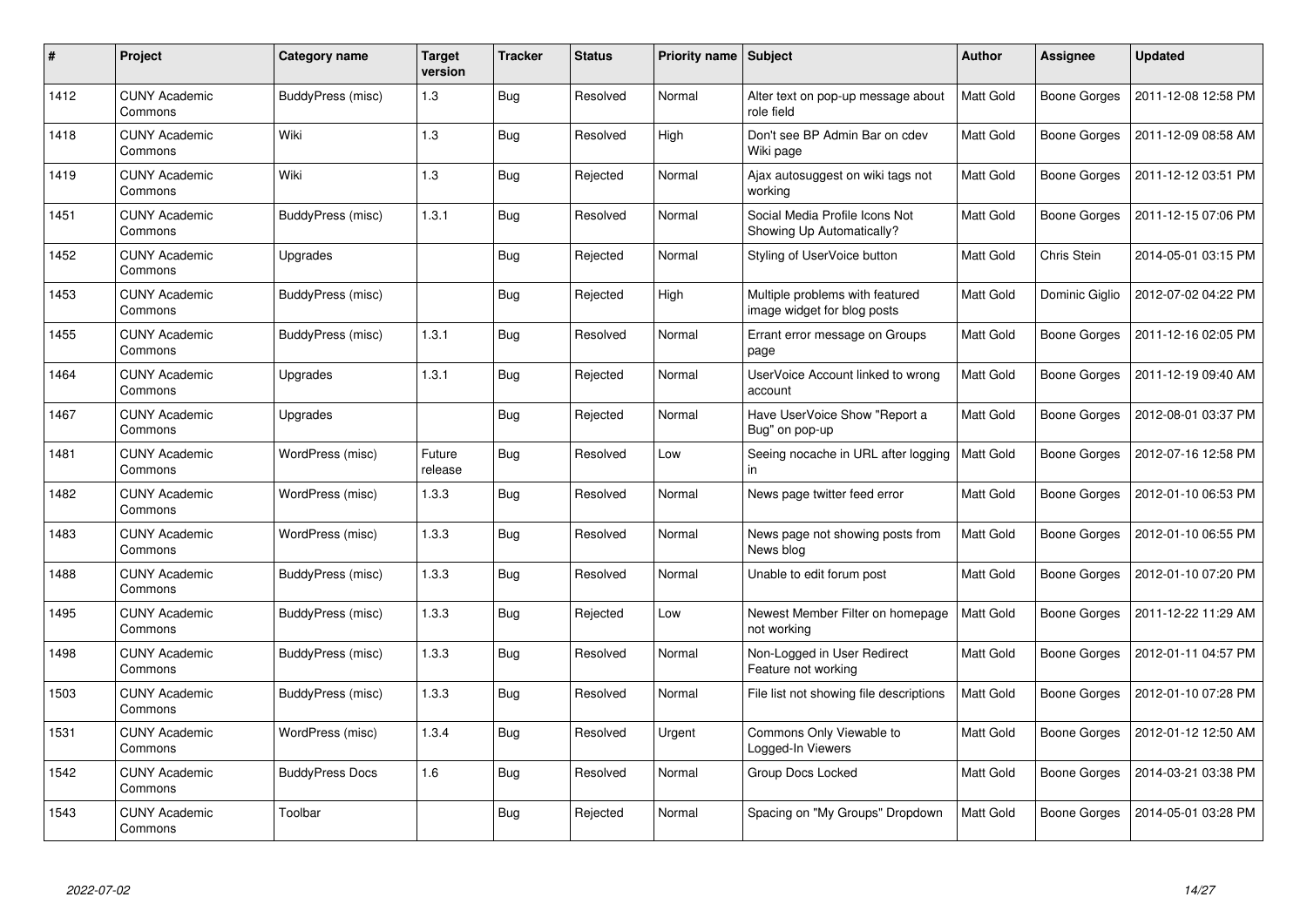| # | Project | Category name | Target version | Tracker | Status | Priority name | Subject | Author | Assignee | Updated |
|---|---|---|---|---|---|---|---|---|---|---|
| 1412 | CUNY Academic Commons | BuddyPress (misc) | 1.3 | Bug | Resolved | Normal | Alter text on pop-up message about role field | Matt Gold | Boone Gorges | 2011-12-08 12:58 PM |
| 1418 | CUNY Academic Commons | Wiki | 1.3 | Bug | Resolved | High | Don't see BP Admin Bar on cdev Wiki page | Matt Gold | Boone Gorges | 2011-12-09 08:58 AM |
| 1419 | CUNY Academic Commons | Wiki | 1.3 | Bug | Rejected | Normal | Ajax autosuggest on wiki tags not working | Matt Gold | Boone Gorges | 2011-12-12 03:51 PM |
| 1451 | CUNY Academic Commons | BuddyPress (misc) | 1.3.1 | Bug | Resolved | Normal | Social Media Profile Icons Not Showing Up Automatically? | Matt Gold | Boone Gorges | 2011-12-15 07:06 PM |
| 1452 | CUNY Academic Commons | Upgrades | | Bug | Rejected | Normal | Styling of UserVoice button | Matt Gold | Chris Stein | 2014-05-01 03:15 PM |
| 1453 | CUNY Academic Commons | BuddyPress (misc) | | Bug | Rejected | High | Multiple problems with featured image widget for blog posts | Matt Gold | Dominic Giglio | 2012-07-02 04:22 PM |
| 1455 | CUNY Academic Commons | BuddyPress (misc) | 1.3.1 | Bug | Resolved | Normal | Errant error message on Groups page | Matt Gold | Boone Gorges | 2011-12-16 02:05 PM |
| 1464 | CUNY Academic Commons | Upgrades | 1.3.1 | Bug | Rejected | Normal | UserVoice Account linked to wrong account | Matt Gold | Boone Gorges | 2011-12-19 09:40 AM |
| 1467 | CUNY Academic Commons | Upgrades | | Bug | Rejected | Normal | Have UserVoice Show "Report a Bug" on pop-up | Matt Gold | Boone Gorges | 2012-08-01 03:37 PM |
| 1481 | CUNY Academic Commons | WordPress (misc) | Future release | Bug | Resolved | Low | Seeing nocache in URL after logging in | Matt Gold | Boone Gorges | 2012-07-16 12:58 PM |
| 1482 | CUNY Academic Commons | WordPress (misc) | 1.3.3 | Bug | Resolved | Normal | News page twitter feed error | Matt Gold | Boone Gorges | 2012-01-10 06:53 PM |
| 1483 | CUNY Academic Commons | WordPress (misc) | 1.3.3 | Bug | Resolved | Normal | News page not showing posts from News blog | Matt Gold | Boone Gorges | 2012-01-10 06:55 PM |
| 1488 | CUNY Academic Commons | BuddyPress (misc) | 1.3.3 | Bug | Resolved | Normal | Unable to edit forum post | Matt Gold | Boone Gorges | 2012-01-10 07:20 PM |
| 1495 | CUNY Academic Commons | BuddyPress (misc) | 1.3.3 | Bug | Rejected | Low | Newest Member Filter on homepage not working | Matt Gold | Boone Gorges | 2011-12-22 11:29 AM |
| 1498 | CUNY Academic Commons | BuddyPress (misc) | 1.3.3 | Bug | Resolved | Normal | Non-Logged in User Redirect Feature not working | Matt Gold | Boone Gorges | 2012-01-11 04:57 PM |
| 1503 | CUNY Academic Commons | BuddyPress (misc) | 1.3.3 | Bug | Resolved | Normal | File list not showing file descriptions | Matt Gold | Boone Gorges | 2012-01-10 07:28 PM |
| 1531 | CUNY Academic Commons | WordPress (misc) | 1.3.4 | Bug | Resolved | Urgent | Commons Only Viewable to Logged-In Viewers | Matt Gold | Boone Gorges | 2012-01-12 12:50 AM |
| 1542 | CUNY Academic Commons | BuddyPress Docs | 1.6 | Bug | Resolved | Normal | Group Docs Locked | Matt Gold | Boone Gorges | 2014-03-21 03:38 PM |
| 1543 | CUNY Academic Commons | Toolbar | | Bug | Rejected | Normal | Spacing on "My Groups" Dropdown | Matt Gold | Boone Gorges | 2014-05-01 03:28 PM |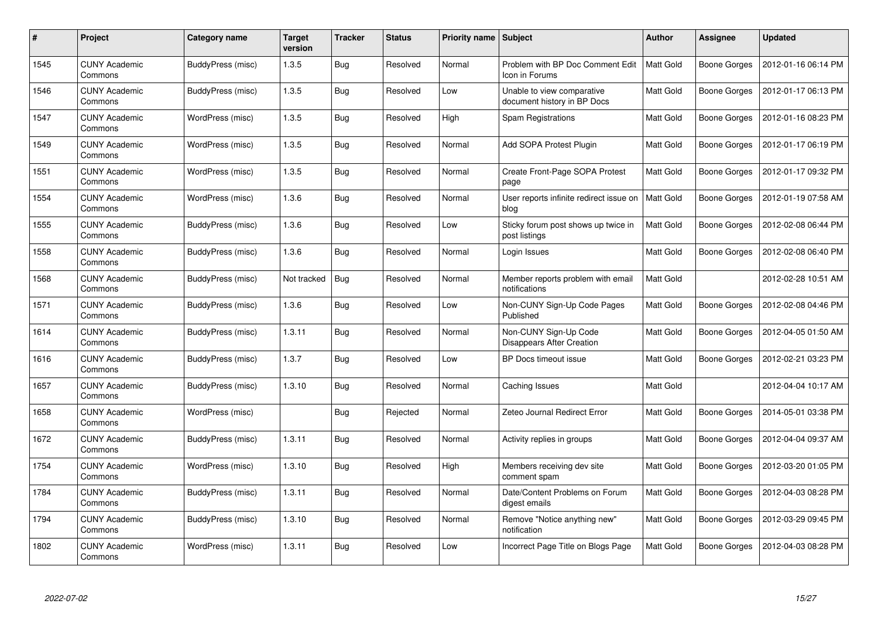| # | Project | Category name | Target version | Tracker | Status | Priority name | Subject | Author | Assignee | Updated |
|---|---|---|---|---|---|---|---|---|---|---|
| 1545 | CUNY Academic Commons | BuddyPress (misc) | 1.3.5 | Bug | Resolved | Normal | Problem with BP Doc Comment Edit Icon in Forums | Matt Gold | Boone Gorges | 2012-01-16 06:14 PM |
| 1546 | CUNY Academic Commons | BuddyPress (misc) | 1.3.5 | Bug | Resolved | Low | Unable to view comparative document history in BP Docs | Matt Gold | Boone Gorges | 2012-01-17 06:13 PM |
| 1547 | CUNY Academic Commons | WordPress (misc) | 1.3.5 | Bug | Resolved | High | Spam Registrations | Matt Gold | Boone Gorges | 2012-01-16 08:23 PM |
| 1549 | CUNY Academic Commons | WordPress (misc) | 1.3.5 | Bug | Resolved | Normal | Add SOPA Protest Plugin | Matt Gold | Boone Gorges | 2012-01-17 06:19 PM |
| 1551 | CUNY Academic Commons | WordPress (misc) | 1.3.5 | Bug | Resolved | Normal | Create Front-Page SOPA Protest page | Matt Gold | Boone Gorges | 2012-01-17 09:32 PM |
| 1554 | CUNY Academic Commons | WordPress (misc) | 1.3.6 | Bug | Resolved | Normal | User reports infinite redirect issue on blog | Matt Gold | Boone Gorges | 2012-01-19 07:58 AM |
| 1555 | CUNY Academic Commons | BuddyPress (misc) | 1.3.6 | Bug | Resolved | Low | Sticky forum post shows up twice in post listings | Matt Gold | Boone Gorges | 2012-02-08 06:44 PM |
| 1558 | CUNY Academic Commons | BuddyPress (misc) | 1.3.6 | Bug | Resolved | Normal | Login Issues | Matt Gold | Boone Gorges | 2012-02-08 06:40 PM |
| 1568 | CUNY Academic Commons | BuddyPress (misc) | Not tracked | Bug | Resolved | Normal | Member reports problem with email notifications | Matt Gold | | 2012-02-28 10:51 AM |
| 1571 | CUNY Academic Commons | BuddyPress (misc) | 1.3.6 | Bug | Resolved | Low | Non-CUNY Sign-Up Code Pages Published | Matt Gold | Boone Gorges | 2012-02-08 04:46 PM |
| 1614 | CUNY Academic Commons | BuddyPress (misc) | 1.3.11 | Bug | Resolved | Normal | Non-CUNY Sign-Up Code Disappears After Creation | Matt Gold | Boone Gorges | 2012-04-05 01:50 AM |
| 1616 | CUNY Academic Commons | BuddyPress (misc) | 1.3.7 | Bug | Resolved | Low | BP Docs timeout issue | Matt Gold | Boone Gorges | 2012-02-21 03:23 PM |
| 1657 | CUNY Academic Commons | BuddyPress (misc) | 1.3.10 | Bug | Resolved | Normal | Caching Issues | Matt Gold | | 2012-04-04 10:17 AM |
| 1658 | CUNY Academic Commons | WordPress (misc) | | Bug | Rejected | Normal | Zeteo Journal Redirect Error | Matt Gold | Boone Gorges | 2014-05-01 03:38 PM |
| 1672 | CUNY Academic Commons | BuddyPress (misc) | 1.3.11 | Bug | Resolved | Normal | Activity replies in groups | Matt Gold | Boone Gorges | 2012-04-04 09:37 AM |
| 1754 | CUNY Academic Commons | WordPress (misc) | 1.3.10 | Bug | Resolved | High | Members receiving dev site comment spam | Matt Gold | Boone Gorges | 2012-03-20 01:05 PM |
| 1784 | CUNY Academic Commons | BuddyPress (misc) | 1.3.11 | Bug | Resolved | Normal | Date/Content Problems on Forum digest emails | Matt Gold | Boone Gorges | 2012-04-03 08:28 PM |
| 1794 | CUNY Academic Commons | BuddyPress (misc) | 1.3.10 | Bug | Resolved | Normal | Remove "Notice anything new" notification | Matt Gold | Boone Gorges | 2012-03-29 09:45 PM |
| 1802 | CUNY Academic Commons | WordPress (misc) | 1.3.11 | Bug | Resolved | Low | Incorrect Page Title on Blogs Page | Matt Gold | Boone Gorges | 2012-04-03 08:28 PM |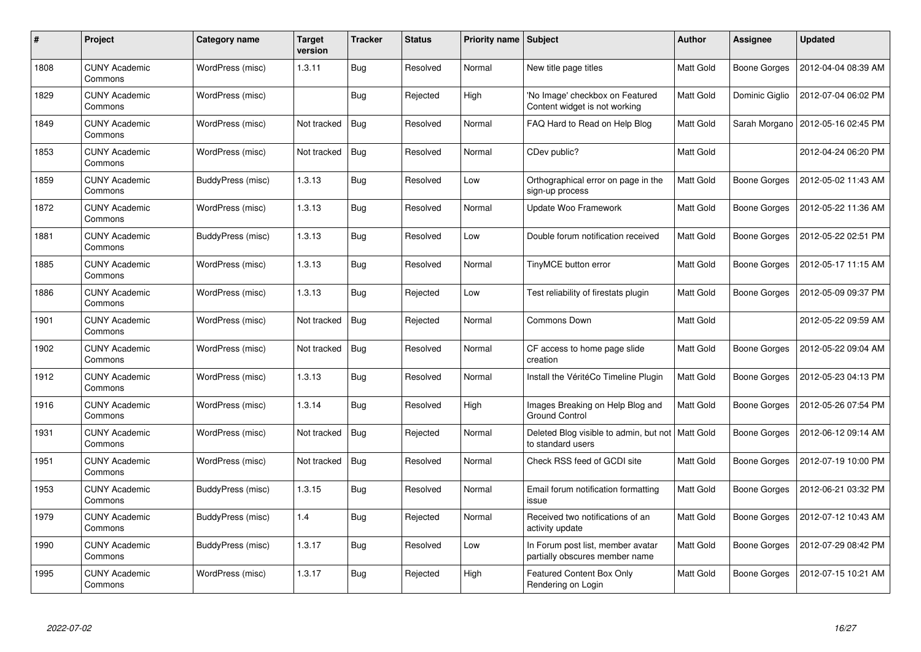| # | Project | Category name | Target version | Tracker | Status | Priority name | Subject | Author | Assignee | Updated |
|---|---|---|---|---|---|---|---|---|---|---|
| 1808 | CUNY Academic Commons | WordPress (misc) | 1.3.11 | Bug | Resolved | Normal | New title page titles | Matt Gold | Boone Gorges | 2012-04-04 08:39 AM |
| 1829 | CUNY Academic Commons | WordPress (misc) | | Bug | Rejected | High | 'No Image' checkbox on Featured Content widget is not working | Matt Gold | Dominic Giglio | 2012-07-04 06:02 PM |
| 1849 | CUNY Academic Commons | WordPress (misc) | Not tracked | Bug | Resolved | Normal | FAQ Hard to Read on Help Blog | Matt Gold | Sarah Morgano | 2012-05-16 02:45 PM |
| 1853 | CUNY Academic Commons | WordPress (misc) | Not tracked | Bug | Resolved | Normal | CDev public? | Matt Gold | | 2012-04-24 06:20 PM |
| 1859 | CUNY Academic Commons | BuddyPress (misc) | 1.3.13 | Bug | Resolved | Low | Orthographical error on page in the sign-up process | Matt Gold | Boone Gorges | 2012-05-02 11:43 AM |
| 1872 | CUNY Academic Commons | WordPress (misc) | 1.3.13 | Bug | Resolved | Normal | Update Woo Framework | Matt Gold | Boone Gorges | 2012-05-22 11:36 AM |
| 1881 | CUNY Academic Commons | BuddyPress (misc) | 1.3.13 | Bug | Resolved | Low | Double forum notification received | Matt Gold | Boone Gorges | 2012-05-22 02:51 PM |
| 1885 | CUNY Academic Commons | WordPress (misc) | 1.3.13 | Bug | Resolved | Normal | TinyMCE button error | Matt Gold | Boone Gorges | 2012-05-17 11:15 AM |
| 1886 | CUNY Academic Commons | WordPress (misc) | 1.3.13 | Bug | Rejected | Low | Test reliability of firestats plugin | Matt Gold | Boone Gorges | 2012-05-09 09:37 PM |
| 1901 | CUNY Academic Commons | WordPress (misc) | Not tracked | Bug | Rejected | Normal | Commons Down | Matt Gold | | 2012-05-22 09:59 AM |
| 1902 | CUNY Academic Commons | WordPress (misc) | Not tracked | Bug | Resolved | Normal | CF access to home page slide creation | Matt Gold | Boone Gorges | 2012-05-22 09:04 AM |
| 1912 | CUNY Academic Commons | WordPress (misc) | 1.3.13 | Bug | Resolved | Normal | Install the VéritéCo Timeline Plugin | Matt Gold | Boone Gorges | 2012-05-23 04:13 PM |
| 1916 | CUNY Academic Commons | WordPress (misc) | 1.3.14 | Bug | Resolved | High | Images Breaking on Help Blog and Ground Control | Matt Gold | Boone Gorges | 2012-05-26 07:54 PM |
| 1931 | CUNY Academic Commons | WordPress (misc) | Not tracked | Bug | Rejected | Normal | Deleted Blog visible to admin, but not to standard users | Matt Gold | Boone Gorges | 2012-06-12 09:14 AM |
| 1951 | CUNY Academic Commons | WordPress (misc) | Not tracked | Bug | Resolved | Normal | Check RSS feed of GCDI site | Matt Gold | Boone Gorges | 2012-07-19 10:00 PM |
| 1953 | CUNY Academic Commons | BuddyPress (misc) | 1.3.15 | Bug | Resolved | Normal | Email forum notification formatting issue | Matt Gold | Boone Gorges | 2012-06-21 03:32 PM |
| 1979 | CUNY Academic Commons | BuddyPress (misc) | 1.4 | Bug | Rejected | Normal | Received two notifications of an activity update | Matt Gold | Boone Gorges | 2012-07-12 10:43 AM |
| 1990 | CUNY Academic Commons | BuddyPress (misc) | 1.3.17 | Bug | Resolved | Low | In Forum post list, member avatar partially obscures member name | Matt Gold | Boone Gorges | 2012-07-29 08:42 PM |
| 1995 | CUNY Academic Commons | WordPress (misc) | 1.3.17 | Bug | Rejected | High | Featured Content Box Only Rendering on Login | Matt Gold | Boone Gorges | 2012-07-15 10:21 AM |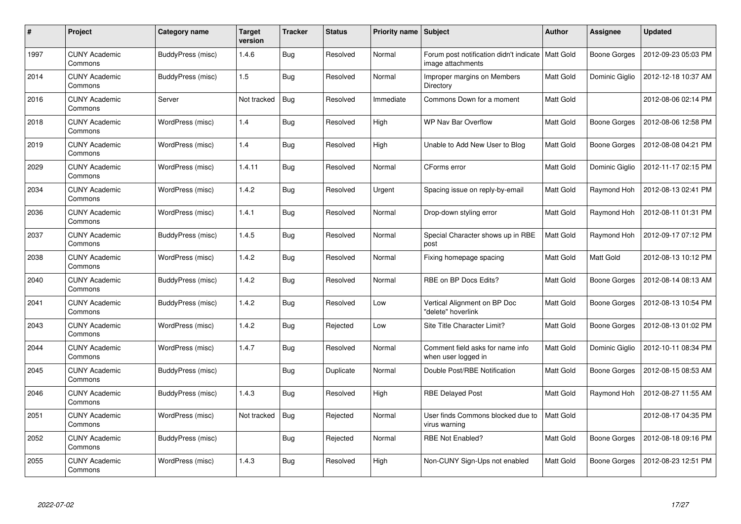| # | Project | Category name | Target version | Tracker | Status | Priority name | Subject | Author | Assignee | Updated |
|---|---|---|---|---|---|---|---|---|---|---|
| 1997 | CUNY Academic Commons | BuddyPress (misc) | 1.4.6 | Bug | Resolved | Normal | Forum post notification didn't indicate image attachments | Matt Gold | Boone Gorges | 2012-09-23 05:03 PM |
| 2014 | CUNY Academic Commons | BuddyPress (misc) | 1.5 | Bug | Resolved | Normal | Improper margins on Members Directory | Matt Gold | Dominic Giglio | 2012-12-18 10:37 AM |
| 2016 | CUNY Academic Commons | Server | Not tracked | Bug | Resolved | Immediate | Commons Down for a moment | Matt Gold | | 2012-08-06 02:14 PM |
| 2018 | CUNY Academic Commons | WordPress (misc) | 1.4 | Bug | Resolved | High | WP Nav Bar Overflow | Matt Gold | Boone Gorges | 2012-08-06 12:58 PM |
| 2019 | CUNY Academic Commons | WordPress (misc) | 1.4 | Bug | Resolved | High | Unable to Add New User to Blog | Matt Gold | Boone Gorges | 2012-08-08 04:21 PM |
| 2029 | CUNY Academic Commons | WordPress (misc) | 1.4.11 | Bug | Resolved | Normal | CForms error | Matt Gold | Dominic Giglio | 2012-11-17 02:15 PM |
| 2034 | CUNY Academic Commons | WordPress (misc) | 1.4.2 | Bug | Resolved | Urgent | Spacing issue on reply-by-email | Matt Gold | Raymond Hoh | 2012-08-13 02:41 PM |
| 2036 | CUNY Academic Commons | WordPress (misc) | 1.4.1 | Bug | Resolved | Normal | Drop-down styling error | Matt Gold | Raymond Hoh | 2012-08-11 01:31 PM |
| 2037 | CUNY Academic Commons | BuddyPress (misc) | 1.4.5 | Bug | Resolved | Normal | Special Character shows up in RBE post | Matt Gold | Raymond Hoh | 2012-09-17 07:12 PM |
| 2038 | CUNY Academic Commons | WordPress (misc) | 1.4.2 | Bug | Resolved | Normal | Fixing homepage spacing | Matt Gold | Matt Gold | 2012-08-13 10:12 PM |
| 2040 | CUNY Academic Commons | BuddyPress (misc) | 1.4.2 | Bug | Resolved | Normal | RBE on BP Docs Edits? | Matt Gold | Boone Gorges | 2012-08-14 08:13 AM |
| 2041 | CUNY Academic Commons | BuddyPress (misc) | 1.4.2 | Bug | Resolved | Low | Vertical Alignment on BP Doc "delete" hoverlink | Matt Gold | Boone Gorges | 2012-08-13 10:54 PM |
| 2043 | CUNY Academic Commons | WordPress (misc) | 1.4.2 | Bug | Rejected | Low | Site Title Character Limit? | Matt Gold | Boone Gorges | 2012-08-13 01:02 PM |
| 2044 | CUNY Academic Commons | WordPress (misc) | 1.4.7 | Bug | Resolved | Normal | Comment field asks for name info when user logged in | Matt Gold | Dominic Giglio | 2012-10-11 08:34 PM |
| 2045 | CUNY Academic Commons | BuddyPress (misc) | | Bug | Duplicate | Normal | Double Post/RBE Notification | Matt Gold | Boone Gorges | 2012-08-15 08:53 AM |
| 2046 | CUNY Academic Commons | BuddyPress (misc) | 1.4.3 | Bug | Resolved | High | RBE Delayed Post | Matt Gold | Raymond Hoh | 2012-08-27 11:55 AM |
| 2051 | CUNY Academic Commons | WordPress (misc) | Not tracked | Bug | Rejected | Normal | User finds Commons blocked due to virus warning | Matt Gold | | 2012-08-17 04:35 PM |
| 2052 | CUNY Academic Commons | BuddyPress (misc) | | Bug | Rejected | Normal | RBE Not Enabled? | Matt Gold | Boone Gorges | 2012-08-18 09:16 PM |
| 2055 | CUNY Academic Commons | WordPress (misc) | 1.4.3 | Bug | Resolved | High | Non-CUNY Sign-Ups not enabled | Matt Gold | Boone Gorges | 2012-08-23 12:51 PM |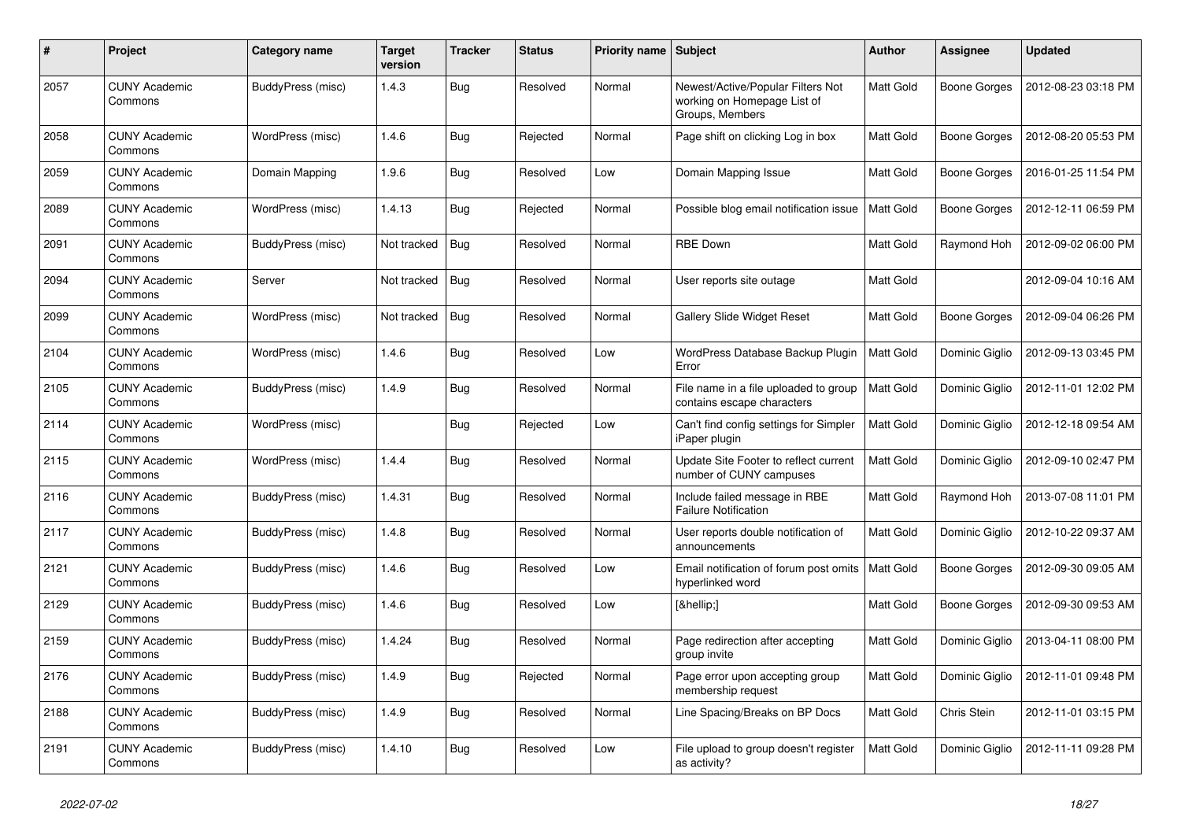| # | Project | Category name | Target version | Tracker | Status | Priority name | Subject | Author | Assignee | Updated |
|---|---|---|---|---|---|---|---|---|---|---|
| 2057 | CUNY Academic Commons | BuddyPress (misc) | 1.4.3 | Bug | Resolved | Normal | Newest/Active/Popular Filters Not working on Homepage List of Groups, Members | Matt Gold | Boone Gorges | 2012-08-23 03:18 PM |
| 2058 | CUNY Academic Commons | WordPress (misc) | 1.4.6 | Bug | Rejected | Normal | Page shift on clicking Log in box | Matt Gold | Boone Gorges | 2012-08-20 05:53 PM |
| 2059 | CUNY Academic Commons | Domain Mapping | 1.9.6 | Bug | Resolved | Low | Domain Mapping Issue | Matt Gold | Boone Gorges | 2016-01-25 11:54 PM |
| 2089 | CUNY Academic Commons | WordPress (misc) | 1.4.13 | Bug | Rejected | Normal | Possible blog email notification issue | Matt Gold | Boone Gorges | 2012-12-11 06:59 PM |
| 2091 | CUNY Academic Commons | BuddyPress (misc) | Not tracked | Bug | Resolved | Normal | RBE Down | Matt Gold | Raymond Hoh | 2012-09-02 06:00 PM |
| 2094 | CUNY Academic Commons | Server | Not tracked | Bug | Resolved | Normal | User reports site outage | Matt Gold | | 2012-09-04 10:16 AM |
| 2099 | CUNY Academic Commons | WordPress (misc) | Not tracked | Bug | Resolved | Normal | Gallery Slide Widget Reset | Matt Gold | Boone Gorges | 2012-09-04 06:26 PM |
| 2104 | CUNY Academic Commons | WordPress (misc) | 1.4.6 | Bug | Resolved | Low | WordPress Database Backup Plugin Error | Matt Gold | Dominic Giglio | 2012-09-13 03:45 PM |
| 2105 | CUNY Academic Commons | BuddyPress (misc) | 1.4.9 | Bug | Resolved | Normal | File name in a file uploaded to group contains escape characters | Matt Gold | Dominic Giglio | 2012-11-01 12:02 PM |
| 2114 | CUNY Academic Commons | WordPress (misc) | | Bug | Rejected | Low | Can't find config settings for Simpler iPaper plugin | Matt Gold | Dominic Giglio | 2012-12-18 09:54 AM |
| 2115 | CUNY Academic Commons | WordPress (misc) | 1.4.4 | Bug | Resolved | Normal | Update Site Footer to reflect current number of CUNY campuses | Matt Gold | Dominic Giglio | 2012-09-10 02:47 PM |
| 2116 | CUNY Academic Commons | BuddyPress (misc) | 1.4.31 | Bug | Resolved | Normal | Include failed message in RBE Failure Notification | Matt Gold | Raymond Hoh | 2013-07-08 11:01 PM |
| 2117 | CUNY Academic Commons | BuddyPress (misc) | 1.4.8 | Bug | Resolved | Normal | User reports double notification of announcements | Matt Gold | Dominic Giglio | 2012-10-22 09:37 AM |
| 2121 | CUNY Academic Commons | BuddyPress (misc) | 1.4.6 | Bug | Resolved | Low | Email notification of forum post omits hyperlinked word | Matt Gold | Boone Gorges | 2012-09-30 09:05 AM |
| 2129 | CUNY Academic Commons | BuddyPress (misc) | 1.4.6 | Bug | Resolved | Low | [&hellip;] | Matt Gold | Boone Gorges | 2012-09-30 09:53 AM |
| 2159 | CUNY Academic Commons | BuddyPress (misc) | 1.4.24 | Bug | Resolved | Normal | Page redirection after accepting group invite | Matt Gold | Dominic Giglio | 2013-04-11 08:00 PM |
| 2176 | CUNY Academic Commons | BuddyPress (misc) | 1.4.9 | Bug | Rejected | Normal | Page error upon accepting group membership request | Matt Gold | Dominic Giglio | 2012-11-01 09:48 PM |
| 2188 | CUNY Academic Commons | BuddyPress (misc) | 1.4.9 | Bug | Resolved | Normal | Line Spacing/Breaks on BP Docs | Matt Gold | Chris Stein | 2012-11-01 03:15 PM |
| 2191 | CUNY Academic Commons | BuddyPress (misc) | 1.4.10 | Bug | Resolved | Low | File upload to group doesn't register as activity? | Matt Gold | Dominic Giglio | 2012-11-11 09:28 PM |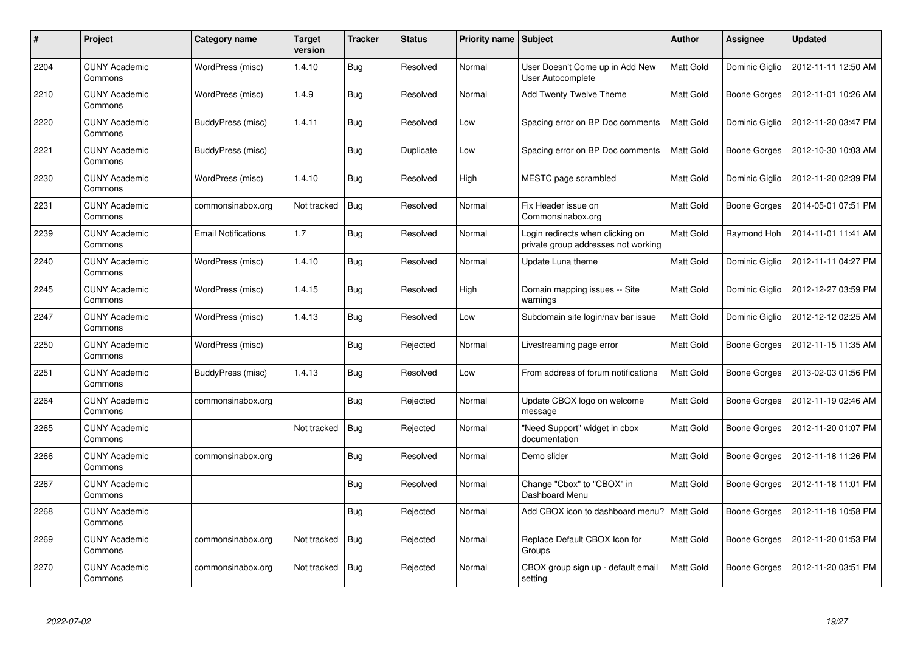| # | Project | Category name | Target version | Tracker | Status | Priority name | Subject | Author | Assignee | Updated |
|---|---|---|---|---|---|---|---|---|---|---|
| 2204 | CUNY Academic Commons | WordPress (misc) | 1.4.10 | Bug | Resolved | Normal | User Doesn't Come up in Add New User Autocomplete | Matt Gold | Dominic Giglio | 2012-11-11 12:50 AM |
| 2210 | CUNY Academic Commons | WordPress (misc) | 1.4.9 | Bug | Resolved | Normal | Add Twenty Twelve Theme | Matt Gold | Boone Gorges | 2012-11-01 10:26 AM |
| 2220 | CUNY Academic Commons | BuddyPress (misc) | 1.4.11 | Bug | Resolved | Low | Spacing error on BP Doc comments | Matt Gold | Dominic Giglio | 2012-11-20 03:47 PM |
| 2221 | CUNY Academic Commons | BuddyPress (misc) | | Bug | Duplicate | Low | Spacing error on BP Doc comments | Matt Gold | Boone Gorges | 2012-10-30 10:03 AM |
| 2230 | CUNY Academic Commons | WordPress (misc) | 1.4.10 | Bug | Resolved | High | MESTC page scrambled | Matt Gold | Dominic Giglio | 2012-11-20 02:39 PM |
| 2231 | CUNY Academic Commons | commonsinabox.org | Not tracked | Bug | Resolved | Normal | Fix Header issue on Commonsinabox.org | Matt Gold | Boone Gorges | 2014-05-01 07:51 PM |
| 2239 | CUNY Academic Commons | Email Notifications | 1.7 | Bug | Resolved | Normal | Login redirects when clicking on private group addresses not working | Matt Gold | Raymond Hoh | 2014-11-01 11:41 AM |
| 2240 | CUNY Academic Commons | WordPress (misc) | 1.4.10 | Bug | Resolved | Normal | Update Luna theme | Matt Gold | Dominic Giglio | 2012-11-11 04:27 PM |
| 2245 | CUNY Academic Commons | WordPress (misc) | 1.4.15 | Bug | Resolved | High | Domain mapping issues -- Site warnings | Matt Gold | Dominic Giglio | 2012-12-27 03:59 PM |
| 2247 | CUNY Academic Commons | WordPress (misc) | 1.4.13 | Bug | Resolved | Low | Subdomain site login/nav bar issue | Matt Gold | Dominic Giglio | 2012-12-12 02:25 AM |
| 2250 | CUNY Academic Commons | WordPress (misc) | | Bug | Rejected | Normal | Livestreaming page error | Matt Gold | Boone Gorges | 2012-11-15 11:35 AM |
| 2251 | CUNY Academic Commons | BuddyPress (misc) | 1.4.13 | Bug | Resolved | Low | From address of forum notifications | Matt Gold | Boone Gorges | 2013-02-03 01:56 PM |
| 2264 | CUNY Academic Commons | commonsinabox.org | | Bug | Rejected | Normal | Update CBOX logo on welcome message | Matt Gold | Boone Gorges | 2012-11-19 02:46 AM |
| 2265 | CUNY Academic Commons | | Not tracked | Bug | Rejected | Normal | "Need Support" widget in cbox documentation | Matt Gold | Boone Gorges | 2012-11-20 01:07 PM |
| 2266 | CUNY Academic Commons | commonsinabox.org | | Bug | Resolved | Normal | Demo slider | Matt Gold | Boone Gorges | 2012-11-18 11:26 PM |
| 2267 | CUNY Academic Commons | | | Bug | Resolved | Normal | Change "Cbox" to "CBOX" in Dashboard Menu | Matt Gold | Boone Gorges | 2012-11-18 11:01 PM |
| 2268 | CUNY Academic Commons | | | Bug | Rejected | Normal | Add CBOX icon to dashboard menu? | Matt Gold | Boone Gorges | 2012-11-18 10:58 PM |
| 2269 | CUNY Academic Commons | commonsinabox.org | Not tracked | Bug | Rejected | Normal | Replace Default CBOX Icon for Groups | Matt Gold | Boone Gorges | 2012-11-20 01:53 PM |
| 2270 | CUNY Academic Commons | commonsinabox.org | Not tracked | Bug | Rejected | Normal | CBOX group sign up - default email setting | Matt Gold | Boone Gorges | 2012-11-20 03:51 PM |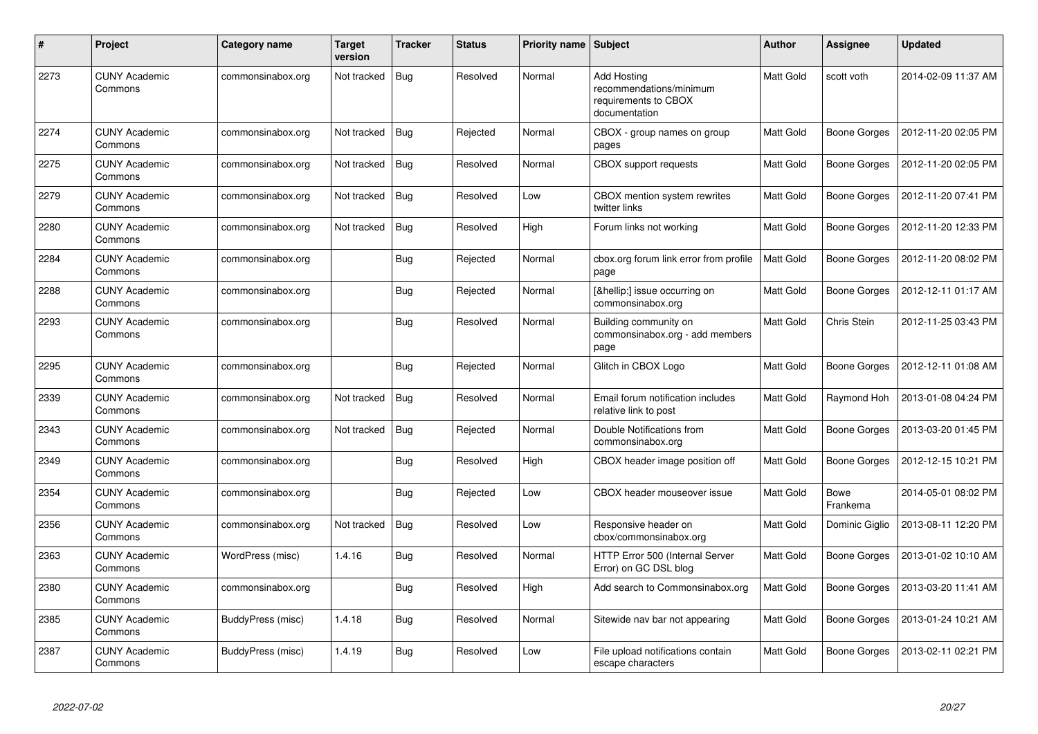| # | Project | Category name | Target version | Tracker | Status | Priority name | Subject | Author | Assignee | Updated |
|---|---|---|---|---|---|---|---|---|---|---|
| 2273 | CUNY Academic Commons | commonsinabox.org | Not tracked | Bug | Resolved | Normal | Add Hosting recommendations/minimum requirements to CBOX documentation | Matt Gold | scott voth | 2014-02-09 11:37 AM |
| 2274 | CUNY Academic Commons | commonsinabox.org | Not tracked | Bug | Rejected | Normal | CBOX - group names on group pages | Matt Gold | Boone Gorges | 2012-11-20 02:05 PM |
| 2275 | CUNY Academic Commons | commonsinabox.org | Not tracked | Bug | Resolved | Normal | CBOX support requests | Matt Gold | Boone Gorges | 2012-11-20 02:05 PM |
| 2279 | CUNY Academic Commons | commonsinabox.org | Not tracked | Bug | Resolved | Low | CBOX mention system rewrites twitter links | Matt Gold | Boone Gorges | 2012-11-20 07:41 PM |
| 2280 | CUNY Academic Commons | commonsinabox.org | Not tracked | Bug | Resolved | High | Forum links not working | Matt Gold | Boone Gorges | 2012-11-20 12:33 PM |
| 2284 | CUNY Academic Commons | commonsinabox.org | | Bug | Rejected | Normal | cbox.org forum link error from profile page | Matt Gold | Boone Gorges | 2012-11-20 08:02 PM |
| 2288 | CUNY Academic Commons | commonsinabox.org | | Bug | Rejected | Normal | [&hellip;] issue occurring on commonsinabox.org | Matt Gold | Boone Gorges | 2012-12-11 01:17 AM |
| 2293 | CUNY Academic Commons | commonsinabox.org | | Bug | Resolved | Normal | Building community on commonsinabox.org - add members page | Matt Gold | Chris Stein | 2012-11-25 03:43 PM |
| 2295 | CUNY Academic Commons | commonsinabox.org | | Bug | Rejected | Normal | Glitch in CBOX Logo | Matt Gold | Boone Gorges | 2012-12-11 01:08 AM |
| 2339 | CUNY Academic Commons | commonsinabox.org | Not tracked | Bug | Resolved | Normal | Email forum notification includes relative link to post | Matt Gold | Raymond Hoh | 2013-01-08 04:24 PM |
| 2343 | CUNY Academic Commons | commonsinabox.org | Not tracked | Bug | Rejected | Normal | Double Notifications from commonsinabox.org | Matt Gold | Boone Gorges | 2013-03-20 01:45 PM |
| 2349 | CUNY Academic Commons | commonsinabox.org | | Bug | Resolved | High | CBOX header image position off | Matt Gold | Boone Gorges | 2012-12-15 10:21 PM |
| 2354 | CUNY Academic Commons | commonsinabox.org | | Bug | Rejected | Low | CBOX header mouseover issue | Matt Gold | Bowe Frankema | 2014-05-01 08:02 PM |
| 2356 | CUNY Academic Commons | commonsinabox.org | Not tracked | Bug | Resolved | Low | Responsive header on cbox/commonsinabox.org | Matt Gold | Dominic Giglio | 2013-08-11 12:20 PM |
| 2363 | CUNY Academic Commons | WordPress (misc) | 1.4.16 | Bug | Resolved | Normal | HTTP Error 500 (Internal Server Error) on GC DSL blog | Matt Gold | Boone Gorges | 2013-01-02 10:10 AM |
| 2380 | CUNY Academic Commons | commonsinabox.org | | Bug | Resolved | High | Add search to Commonsinabox.org | Matt Gold | Boone Gorges | 2013-03-20 11:41 AM |
| 2385 | CUNY Academic Commons | BuddyPress (misc) | 1.4.18 | Bug | Resolved | Normal | Sitewide nav bar not appearing | Matt Gold | Boone Gorges | 2013-01-24 10:21 AM |
| 2387 | CUNY Academic Commons | BuddyPress (misc) | 1.4.19 | Bug | Resolved | Low | File upload notifications contain escape characters | Matt Gold | Boone Gorges | 2013-02-11 02:21 PM |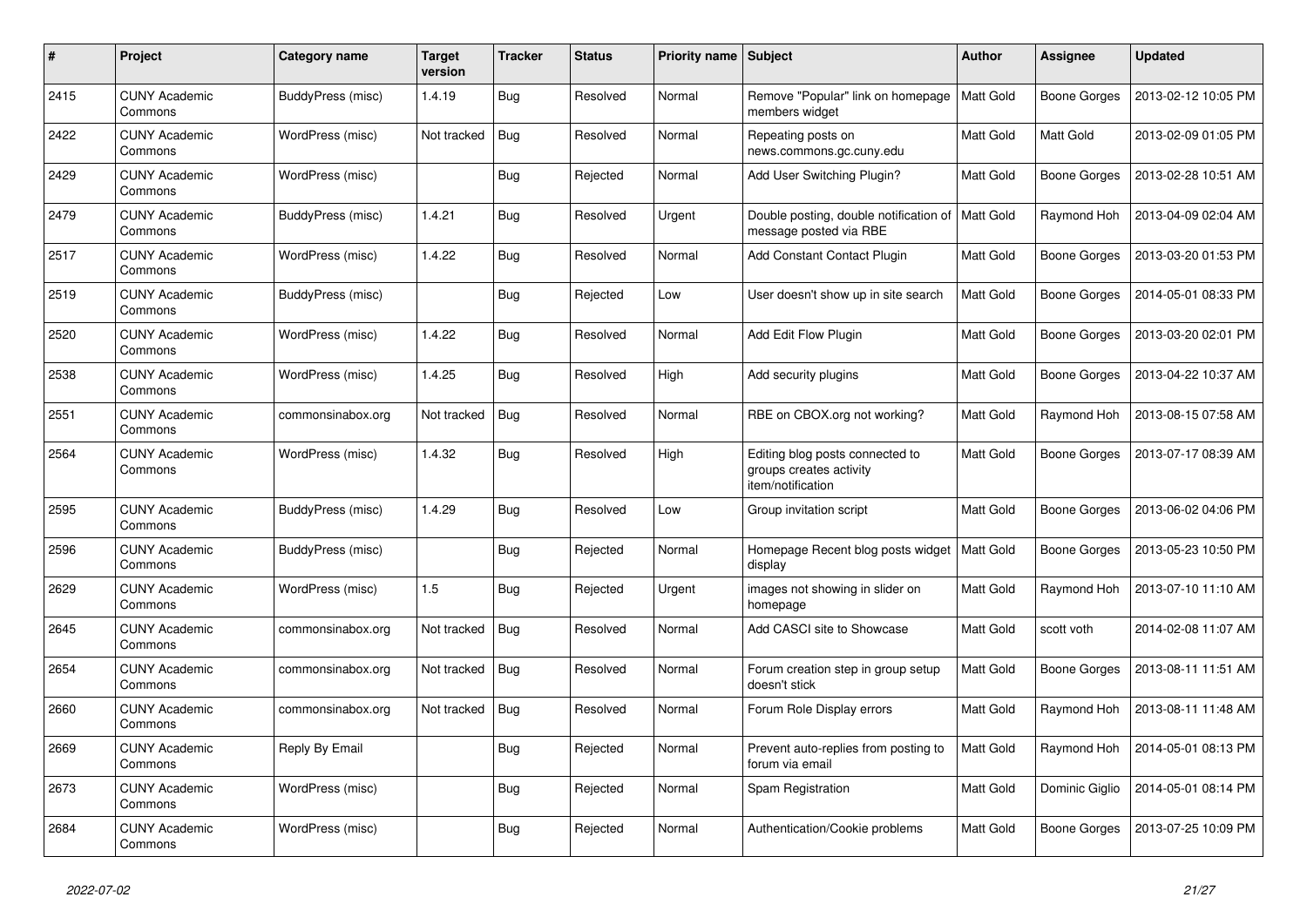| # | Project | Category name | Target version | Tracker | Status | Priority name | Subject | Author | Assignee | Updated |
|---|---|---|---|---|---|---|---|---|---|---|
| 2415 | CUNY Academic Commons | BuddyPress (misc) | 1.4.19 | Bug | Resolved | Normal | Remove "Popular" link on homepage members widget | Matt Gold | Boone Gorges | 2013-02-12 10:05 PM |
| 2422 | CUNY Academic Commons | WordPress (misc) | Not tracked | Bug | Resolved | Normal | Repeating posts on news.commons.gc.cuny.edu | Matt Gold | Matt Gold | 2013-02-09 01:05 PM |
| 2429 | CUNY Academic Commons | WordPress (misc) | | Bug | Rejected | Normal | Add User Switching Plugin? | Matt Gold | Boone Gorges | 2013-02-28 10:51 AM |
| 2479 | CUNY Academic Commons | BuddyPress (misc) | 1.4.21 | Bug | Resolved | Urgent | Double posting, double notification of message posted via RBE | Matt Gold | Raymond Hoh | 2013-04-09 02:04 AM |
| 2517 | CUNY Academic Commons | WordPress (misc) | 1.4.22 | Bug | Resolved | Normal | Add Constant Contact Plugin | Matt Gold | Boone Gorges | 2013-03-20 01:53 PM |
| 2519 | CUNY Academic Commons | BuddyPress (misc) | | Bug | Rejected | Low | User doesn't show up in site search | Matt Gold | Boone Gorges | 2014-05-01 08:33 PM |
| 2520 | CUNY Academic Commons | WordPress (misc) | 1.4.22 | Bug | Resolved | Normal | Add Edit Flow Plugin | Matt Gold | Boone Gorges | 2013-03-20 02:01 PM |
| 2538 | CUNY Academic Commons | WordPress (misc) | 1.4.25 | Bug | Resolved | High | Add security plugins | Matt Gold | Boone Gorges | 2013-04-22 10:37 AM |
| 2551 | CUNY Academic Commons | commonsinabox.org | Not tracked | Bug | Resolved | Normal | RBE on CBOX.org not working? | Matt Gold | Raymond Hoh | 2013-08-15 07:58 AM |
| 2564 | CUNY Academic Commons | WordPress (misc) | 1.4.32 | Bug | Resolved | High | Editing blog posts connected to groups creates activity item/notification | Matt Gold | Boone Gorges | 2013-07-17 08:39 AM |
| 2595 | CUNY Academic Commons | BuddyPress (misc) | 1.4.29 | Bug | Resolved | Low | Group invitation script | Matt Gold | Boone Gorges | 2013-06-02 04:06 PM |
| 2596 | CUNY Academic Commons | BuddyPress (misc) | | Bug | Rejected | Normal | Homepage Recent blog posts widget display | Matt Gold | Boone Gorges | 2013-05-23 10:50 PM |
| 2629 | CUNY Academic Commons | WordPress (misc) | 1.5 | Bug | Rejected | Urgent | images not showing in slider on homepage | Matt Gold | Raymond Hoh | 2013-07-10 11:10 AM |
| 2645 | CUNY Academic Commons | commonsinabox.org | Not tracked | Bug | Resolved | Normal | Add CASCI site to Showcase | Matt Gold | scott voth | 2014-02-08 11:07 AM |
| 2654 | CUNY Academic Commons | commonsinabox.org | Not tracked | Bug | Resolved | Normal | Forum creation step in group setup doesn't stick | Matt Gold | Boone Gorges | 2013-08-11 11:51 AM |
| 2660 | CUNY Academic Commons | commonsinabox.org | Not tracked | Bug | Resolved | Normal | Forum Role Display errors | Matt Gold | Raymond Hoh | 2013-08-11 11:48 AM |
| 2669 | CUNY Academic Commons | Reply By Email | | Bug | Rejected | Normal | Prevent auto-replies from posting to forum via email | Matt Gold | Raymond Hoh | 2014-05-01 08:13 PM |
| 2673 | CUNY Academic Commons | WordPress (misc) | | Bug | Rejected | Normal | Spam Registration | Matt Gold | Dominic Giglio | 2014-05-01 08:14 PM |
| 2684 | CUNY Academic Commons | WordPress (misc) | | Bug | Rejected | Normal | Authentication/Cookie problems | Matt Gold | Boone Gorges | 2013-07-25 10:09 PM |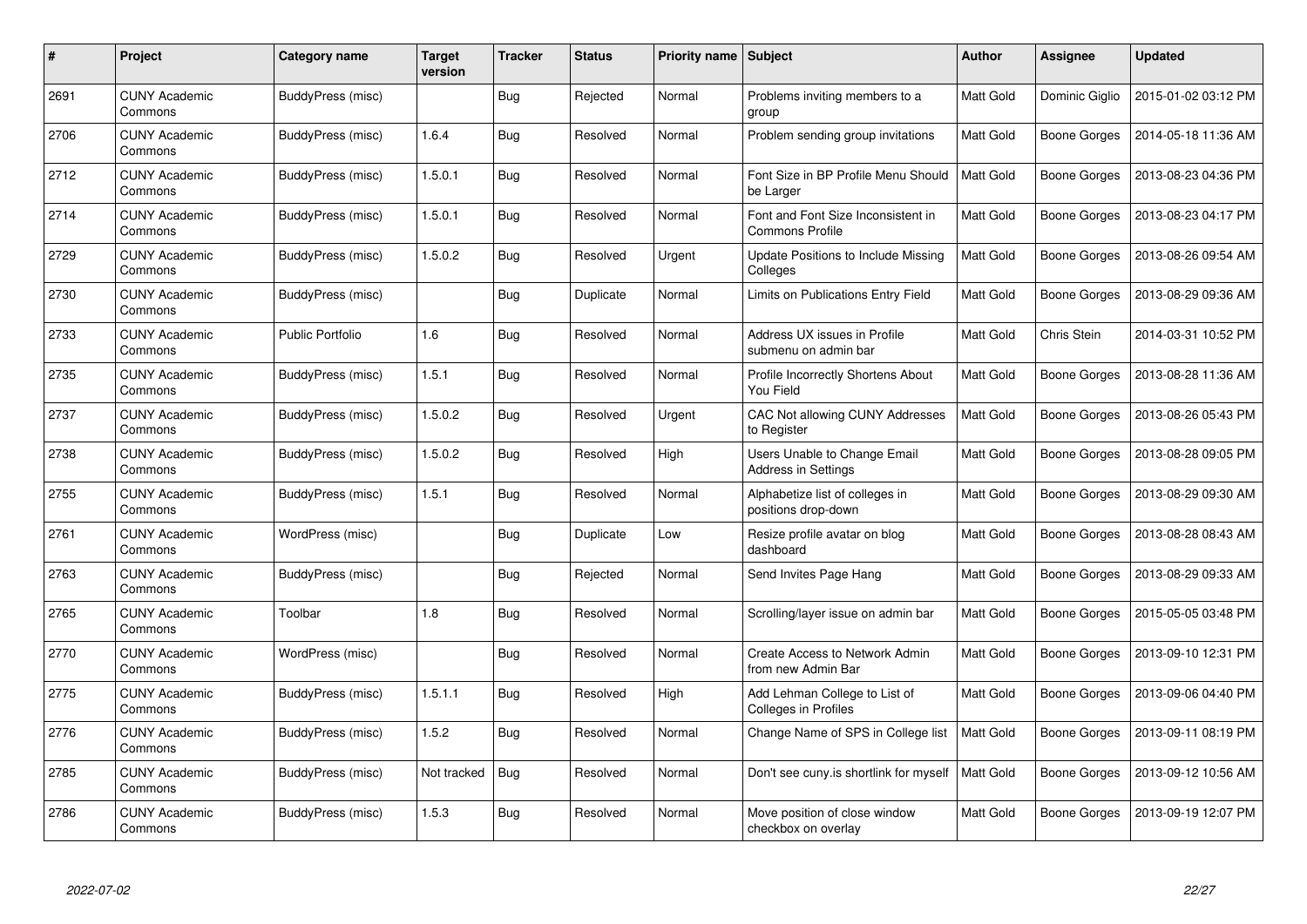| # | Project | Category name | Target version | Tracker | Status | Priority name | Subject | Author | Assignee | Updated |
|---|---|---|---|---|---|---|---|---|---|---|
| 2691 | CUNY Academic Commons | BuddyPress (misc) | | Bug | Rejected | Normal | Problems inviting members to a group | Matt Gold | Dominic Giglio | 2015-01-02 03:12 PM |
| 2706 | CUNY Academic Commons | BuddyPress (misc) | 1.6.4 | Bug | Resolved | Normal | Problem sending group invitations | Matt Gold | Boone Gorges | 2014-05-18 11:36 AM |
| 2712 | CUNY Academic Commons | BuddyPress (misc) | 1.5.0.1 | Bug | Resolved | Normal | Font Size in BP Profile Menu Should be Larger | Matt Gold | Boone Gorges | 2013-08-23 04:36 PM |
| 2714 | CUNY Academic Commons | BuddyPress (misc) | 1.5.0.1 | Bug | Resolved | Normal | Font and Font Size Inconsistent in Commons Profile | Matt Gold | Boone Gorges | 2013-08-23 04:17 PM |
| 2729 | CUNY Academic Commons | BuddyPress (misc) | 1.5.0.2 | Bug | Resolved | Urgent | Update Positions to Include Missing Colleges | Matt Gold | Boone Gorges | 2013-08-26 09:54 AM |
| 2730 | CUNY Academic Commons | BuddyPress (misc) | | Bug | Duplicate | Normal | Limits on Publications Entry Field | Matt Gold | Boone Gorges | 2013-08-29 09:36 AM |
| 2733 | CUNY Academic Commons | Public Portfolio | 1.6 | Bug | Resolved | Normal | Address UX issues in Profile submenu on admin bar | Matt Gold | Chris Stein | 2014-03-31 10:52 PM |
| 2735 | CUNY Academic Commons | BuddyPress (misc) | 1.5.1 | Bug | Resolved | Normal | Profile Incorrectly Shortens About You Field | Matt Gold | Boone Gorges | 2013-08-28 11:36 AM |
| 2737 | CUNY Academic Commons | BuddyPress (misc) | 1.5.0.2 | Bug | Resolved | Urgent | CAC Not allowing CUNY Addresses to Register | Matt Gold | Boone Gorges | 2013-08-26 05:43 PM |
| 2738 | CUNY Academic Commons | BuddyPress (misc) | 1.5.0.2 | Bug | Resolved | High | Users Unable to Change Email Address in Settings | Matt Gold | Boone Gorges | 2013-08-28 09:05 PM |
| 2755 | CUNY Academic Commons | BuddyPress (misc) | 1.5.1 | Bug | Resolved | Normal | Alphabetize list of colleges in positions drop-down | Matt Gold | Boone Gorges | 2013-08-29 09:30 AM |
| 2761 | CUNY Academic Commons | WordPress (misc) | | Bug | Duplicate | Low | Resize profile avatar on blog dashboard | Matt Gold | Boone Gorges | 2013-08-28 08:43 AM |
| 2763 | CUNY Academic Commons | BuddyPress (misc) | | Bug | Rejected | Normal | Send Invites Page Hang | Matt Gold | Boone Gorges | 2013-08-29 09:33 AM |
| 2765 | CUNY Academic Commons | Toolbar | 1.8 | Bug | Resolved | Normal | Scrolling/layer issue on admin bar | Matt Gold | Boone Gorges | 2015-05-05 03:48 PM |
| 2770 | CUNY Academic Commons | WordPress (misc) | | Bug | Resolved | Normal | Create Access to Network Admin from new Admin Bar | Matt Gold | Boone Gorges | 2013-09-10 12:31 PM |
| 2775 | CUNY Academic Commons | BuddyPress (misc) | 1.5.1.1 | Bug | Resolved | High | Add Lehman College to List of Colleges in Profiles | Matt Gold | Boone Gorges | 2013-09-06 04:40 PM |
| 2776 | CUNY Academic Commons | BuddyPress (misc) | 1.5.2 | Bug | Resolved | Normal | Change Name of SPS in College list | Matt Gold | Boone Gorges | 2013-09-11 08:19 PM |
| 2785 | CUNY Academic Commons | BuddyPress (misc) | Not tracked | Bug | Resolved | Normal | Don't see cuny.is shortlink for myself | Matt Gold | Boone Gorges | 2013-09-12 10:56 AM |
| 2786 | CUNY Academic Commons | BuddyPress (misc) | 1.5.3 | Bug | Resolved | Normal | Move position of close window checkbox on overlay | Matt Gold | Boone Gorges | 2013-09-19 12:07 PM |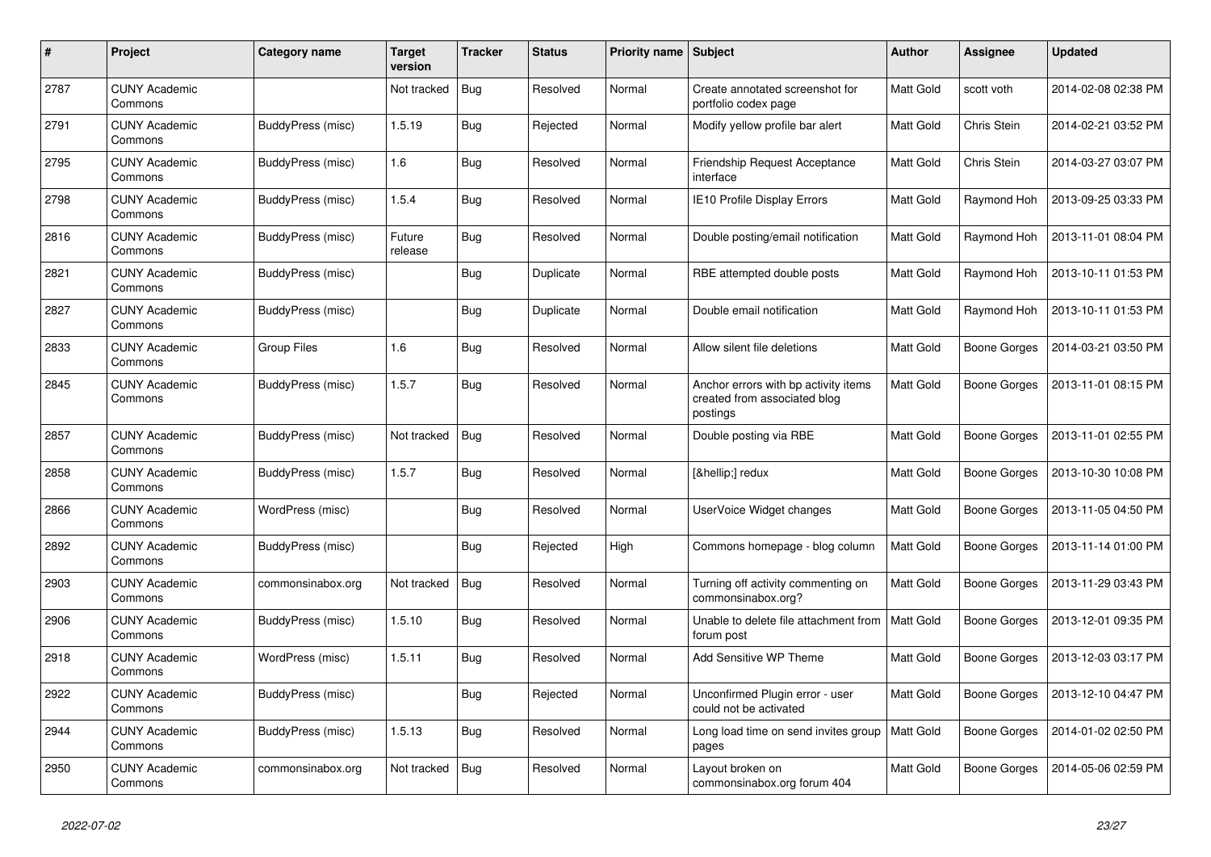| # | Project | Category name | Target version | Tracker | Status | Priority name | Subject | Author | Assignee | Updated |
|---|---|---|---|---|---|---|---|---|---|---|
| 2787 | CUNY Academic Commons | | Not tracked | Bug | Resolved | Normal | Create annotated screenshot for portfolio codex page | Matt Gold | scott voth | 2014-02-08 02:38 PM |
| 2791 | CUNY Academic Commons | BuddyPress (misc) | 1.5.19 | Bug | Rejected | Normal | Modify yellow profile bar alert | Matt Gold | Chris Stein | 2014-02-21 03:52 PM |
| 2795 | CUNY Academic Commons | BuddyPress (misc) | 1.6 | Bug | Resolved | Normal | Friendship Request Acceptance interface | Matt Gold | Chris Stein | 2014-03-27 03:07 PM |
| 2798 | CUNY Academic Commons | BuddyPress (misc) | 1.5.4 | Bug | Resolved | Normal | IE10 Profile Display Errors | Matt Gold | Raymond Hoh | 2013-09-25 03:33 PM |
| 2816 | CUNY Academic Commons | BuddyPress (misc) | Future release | Bug | Resolved | Normal | Double posting/email notification | Matt Gold | Raymond Hoh | 2013-11-01 08:04 PM |
| 2821 | CUNY Academic Commons | BuddyPress (misc) | | Bug | Duplicate | Normal | RBE attempted double posts | Matt Gold | Raymond Hoh | 2013-10-11 01:53 PM |
| 2827 | CUNY Academic Commons | BuddyPress (misc) | | Bug | Duplicate | Normal | Double email notification | Matt Gold | Raymond Hoh | 2013-10-11 01:53 PM |
| 2833 | CUNY Academic Commons | Group Files | 1.6 | Bug | Resolved | Normal | Allow silent file deletions | Matt Gold | Boone Gorges | 2014-03-21 03:50 PM |
| 2845 | CUNY Academic Commons | BuddyPress (misc) | 1.5.7 | Bug | Resolved | Normal | Anchor errors with bp activity items created from associated blog postings | Matt Gold | Boone Gorges | 2013-11-01 08:15 PM |
| 2857 | CUNY Academic Commons | BuddyPress (misc) | Not tracked | Bug | Resolved | Normal | Double posting via RBE | Matt Gold | Boone Gorges | 2013-11-01 02:55 PM |
| 2858 | CUNY Academic Commons | BuddyPress (misc) | 1.5.7 | Bug | Resolved | Normal | [&hellip;] redux | Matt Gold | Boone Gorges | 2013-10-30 10:08 PM |
| 2866 | CUNY Academic Commons | WordPress (misc) | | Bug | Resolved | Normal | UserVoice Widget changes | Matt Gold | Boone Gorges | 2013-11-05 04:50 PM |
| 2892 | CUNY Academic Commons | BuddyPress (misc) | | Bug | Rejected | High | Commons homepage - blog column | Matt Gold | Boone Gorges | 2013-11-14 01:00 PM |
| 2903 | CUNY Academic Commons | commonsinabox.org | Not tracked | Bug | Resolved | Normal | Turning off activity commenting on commonsinabox.org? | Matt Gold | Boone Gorges | 2013-11-29 03:43 PM |
| 2906 | CUNY Academic Commons | BuddyPress (misc) | 1.5.10 | Bug | Resolved | Normal | Unable to delete file attachment from forum post | Matt Gold | Boone Gorges | 2013-12-01 09:35 PM |
| 2918 | CUNY Academic Commons | WordPress (misc) | 1.5.11 | Bug | Resolved | Normal | Add Sensitive WP Theme | Matt Gold | Boone Gorges | 2013-12-03 03:17 PM |
| 2922 | CUNY Academic Commons | BuddyPress (misc) | | Bug | Rejected | Normal | Unconfirmed Plugin error - user could not be activated | Matt Gold | Boone Gorges | 2013-12-10 04:47 PM |
| 2944 | CUNY Academic Commons | BuddyPress (misc) | 1.5.13 | Bug | Resolved | Normal | Long load time on send invites group pages | Matt Gold | Boone Gorges | 2014-01-02 02:50 PM |
| 2950 | CUNY Academic Commons | commonsinabox.org | Not tracked | Bug | Resolved | Normal | Layout broken on commonsinabox.org forum 404 | Matt Gold | Boone Gorges | 2014-05-06 02:59 PM |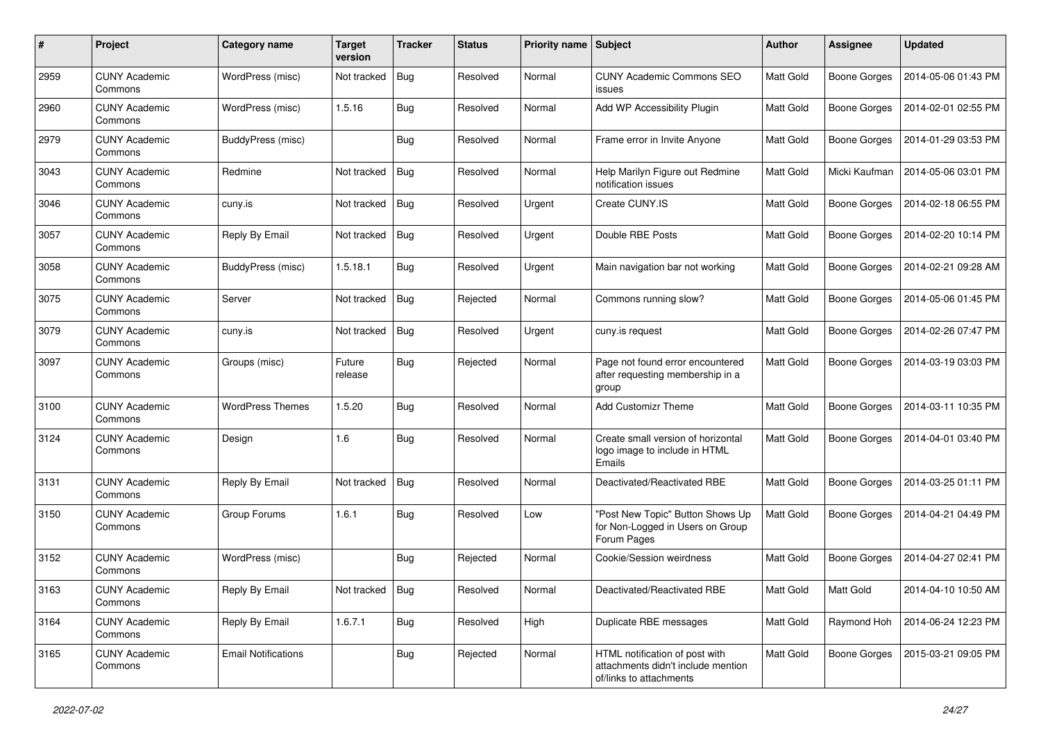| # | Project | Category name | Target version | Tracker | Status | Priority name | Subject | Author | Assignee | Updated |
|---|---|---|---|---|---|---|---|---|---|---|
| 2959 | CUNY Academic Commons | WordPress (misc) | Not tracked | Bug | Resolved | Normal | CUNY Academic Commons SEO issues | Matt Gold | Boone Gorges | 2014-05-06 01:43 PM |
| 2960 | CUNY Academic Commons | WordPress (misc) | 1.5.16 | Bug | Resolved | Normal | Add WP Accessibility Plugin | Matt Gold | Boone Gorges | 2014-02-01 02:55 PM |
| 2979 | CUNY Academic Commons | BuddyPress (misc) | | Bug | Resolved | Normal | Frame error in Invite Anyone | Matt Gold | Boone Gorges | 2014-01-29 03:53 PM |
| 3043 | CUNY Academic Commons | Redmine | Not tracked | Bug | Resolved | Normal | Help Marilyn Figure out Redmine notification issues | Matt Gold | Micki Kaufman | 2014-05-06 03:01 PM |
| 3046 | CUNY Academic Commons | cuny.is | Not tracked | Bug | Resolved | Urgent | Create CUNY.IS | Matt Gold | Boone Gorges | 2014-02-18 06:55 PM |
| 3057 | CUNY Academic Commons | Reply By Email | Not tracked | Bug | Resolved | Urgent | Double RBE Posts | Matt Gold | Boone Gorges | 2014-02-20 10:14 PM |
| 3058 | CUNY Academic Commons | BuddyPress (misc) | 1.5.18.1 | Bug | Resolved | Urgent | Main navigation bar not working | Matt Gold | Boone Gorges | 2014-02-21 09:28 AM |
| 3075 | CUNY Academic Commons | Server | Not tracked | Bug | Rejected | Normal | Commons running slow? | Matt Gold | Boone Gorges | 2014-05-06 01:45 PM |
| 3079 | CUNY Academic Commons | cuny.is | Not tracked | Bug | Resolved | Urgent | cuny.is request | Matt Gold | Boone Gorges | 2014-02-26 07:47 PM |
| 3097 | CUNY Academic Commons | Groups (misc) | Future release | Bug | Rejected | Normal | Page not found error encountered after requesting membership in a group | Matt Gold | Boone Gorges | 2014-03-19 03:03 PM |
| 3100 | CUNY Academic Commons | WordPress Themes | 1.5.20 | Bug | Resolved | Normal | Add Customizr Theme | Matt Gold | Boone Gorges | 2014-03-11 10:35 PM |
| 3124 | CUNY Academic Commons | Design | 1.6 | Bug | Resolved | Normal | Create small version of horizontal logo image to include in HTML Emails | Matt Gold | Boone Gorges | 2014-04-01 03:40 PM |
| 3131 | CUNY Academic Commons | Reply By Email | Not tracked | Bug | Resolved | Normal | Deactivated/Reactivated RBE | Matt Gold | Boone Gorges | 2014-03-25 01:11 PM |
| 3150 | CUNY Academic Commons | Group Forums | 1.6.1 | Bug | Resolved | Low | "Post New Topic" Button Shows Up for Non-Logged in Users on Group Forum Pages | Matt Gold | Boone Gorges | 2014-04-21 04:49 PM |
| 3152 | CUNY Academic Commons | WordPress (misc) | | Bug | Rejected | Normal | Cookie/Session weirdness | Matt Gold | Boone Gorges | 2014-04-27 02:41 PM |
| 3163 | CUNY Academic Commons | Reply By Email | Not tracked | Bug | Resolved | Normal | Deactivated/Reactivated RBE | Matt Gold | Matt Gold | 2014-04-10 10:50 AM |
| 3164 | CUNY Academic Commons | Reply By Email | 1.6.7.1 | Bug | Resolved | High | Duplicate RBE messages | Matt Gold | Raymond Hoh | 2014-06-24 12:23 PM |
| 3165 | CUNY Academic Commons | Email Notifications | | Bug | Rejected | Normal | HTML notification of post with attachments didn't include mention of/links to attachments | Matt Gold | Boone Gorges | 2015-03-21 09:05 PM |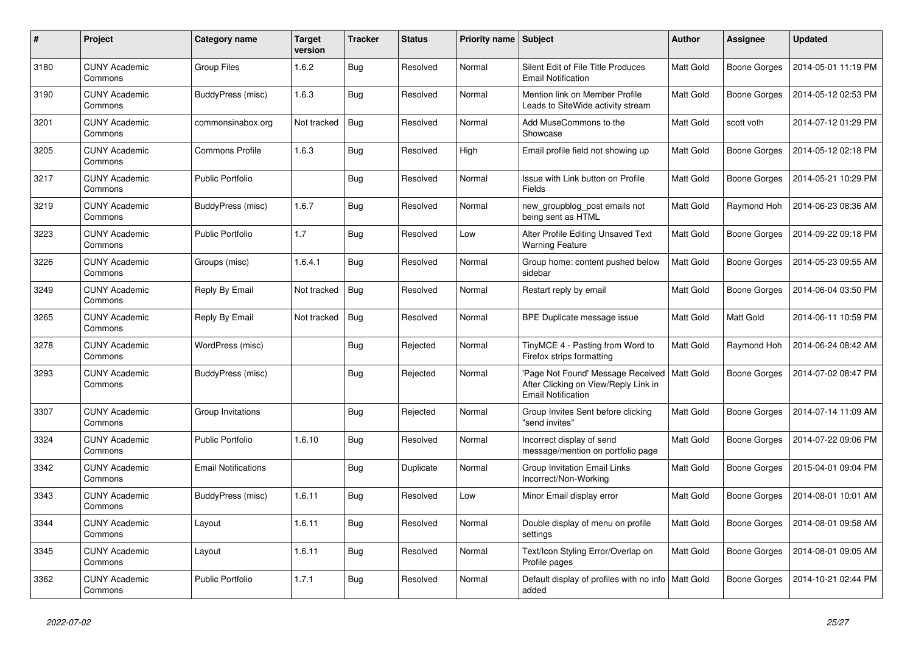| # | Project | Category name | Target version | Tracker | Status | Priority name | Subject | Author | Assignee | Updated |
|---|---|---|---|---|---|---|---|---|---|---|
| 3180 | CUNY Academic Commons | Group Files | 1.6.2 | Bug | Resolved | Normal | Silent Edit of File Title Produces Email Notification | Matt Gold | Boone Gorges | 2014-05-01 11:19 PM |
| 3190 | CUNY Academic Commons | BuddyPress (misc) | 1.6.3 | Bug | Resolved | Normal | Mention link on Member Profile Leads to SiteWide activity stream | Matt Gold | Boone Gorges | 2014-05-12 02:53 PM |
| 3201 | CUNY Academic Commons | commonsinabox.org | Not tracked | Bug | Resolved | Normal | Add MuseCommons to the Showcase | Matt Gold | scott voth | 2014-07-12 01:29 PM |
| 3205 | CUNY Academic Commons | Commons Profile | 1.6.3 | Bug | Resolved | High | Email profile field not showing up | Matt Gold | Boone Gorges | 2014-05-12 02:18 PM |
| 3217 | CUNY Academic Commons | Public Portfolio | | Bug | Resolved | Normal | Issue with Link button on Profile Fields | Matt Gold | Boone Gorges | 2014-05-21 10:29 PM |
| 3219 | CUNY Academic Commons | BuddyPress (misc) | 1.6.7 | Bug | Resolved | Normal | new_groupblog_post emails not being sent as HTML | Matt Gold | Raymond Hoh | 2014-06-23 08:36 AM |
| 3223 | CUNY Academic Commons | Public Portfolio | 1.7 | Bug | Resolved | Low | Alter Profile Editing Unsaved Text Warning Feature | Matt Gold | Boone Gorges | 2014-09-22 09:18 PM |
| 3226 | CUNY Academic Commons | Groups (misc) | 1.6.4.1 | Bug | Resolved | Normal | Group home: content pushed below sidebar | Matt Gold | Boone Gorges | 2014-05-23 09:55 AM |
| 3249 | CUNY Academic Commons | Reply By Email | Not tracked | Bug | Resolved | Normal | Restart reply by email | Matt Gold | Boone Gorges | 2014-06-04 03:50 PM |
| 3265 | CUNY Academic Commons | Reply By Email | Not tracked | Bug | Resolved | Normal | BPE Duplicate message issue | Matt Gold | Matt Gold | 2014-06-11 10:59 PM |
| 3278 | CUNY Academic Commons | WordPress (misc) | | Bug | Rejected | Normal | TinyMCE 4 - Pasting from Word to Firefox strips formatting | Matt Gold | Raymond Hoh | 2014-06-24 08:42 AM |
| 3293 | CUNY Academic Commons | BuddyPress (misc) | | Bug | Rejected | Normal | 'Page Not Found' Message Received After Clicking on View/Reply Link in Email Notification | Matt Gold | Boone Gorges | 2014-07-02 08:47 PM |
| 3307 | CUNY Academic Commons | Group Invitations | | Bug | Rejected | Normal | Group Invites Sent before clicking "send invites" | Matt Gold | Boone Gorges | 2014-07-14 11:09 AM |
| 3324 | CUNY Academic Commons | Public Portfolio | 1.6.10 | Bug | Resolved | Normal | Incorrect display of send message/mention on portfolio page | Matt Gold | Boone Gorges | 2014-07-22 09:06 PM |
| 3342 | CUNY Academic Commons | Email Notifications | | Bug | Duplicate | Normal | Group Invitation Email Links Incorrect/Non-Working | Matt Gold | Boone Gorges | 2015-04-01 09:04 PM |
| 3343 | CUNY Academic Commons | BuddyPress (misc) | 1.6.11 | Bug | Resolved | Low | Minor Email display error | Matt Gold | Boone Gorges | 2014-08-01 10:01 AM |
| 3344 | CUNY Academic Commons | Layout | 1.6.11 | Bug | Resolved | Normal | Double display of menu on profile settings | Matt Gold | Boone Gorges | 2014-08-01 09:58 AM |
| 3345 | CUNY Academic Commons | Layout | 1.6.11 | Bug | Resolved | Normal | Text/Icon Styling Error/Overlap on Profile pages | Matt Gold | Boone Gorges | 2014-08-01 09:05 AM |
| 3362 | CUNY Academic Commons | Public Portfolio | 1.7.1 | Bug | Resolved | Normal | Default display of profiles with no info added | Matt Gold | Boone Gorges | 2014-10-21 02:44 PM |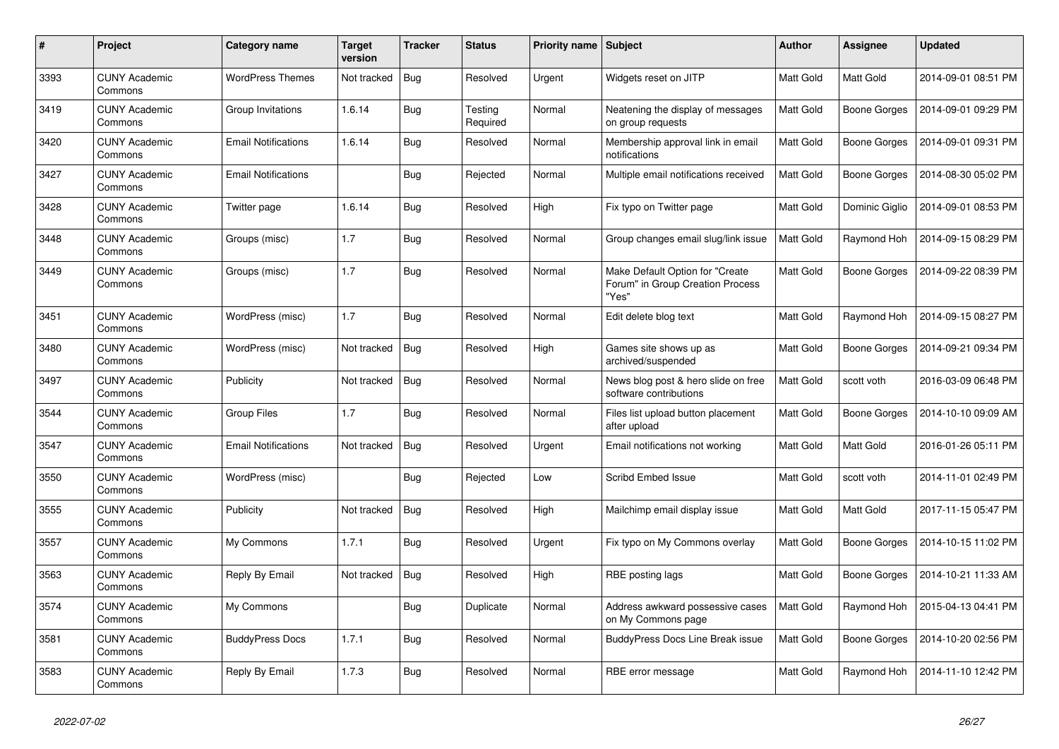| # | Project | Category name | Target version | Tracker | Status | Priority name | Subject | Author | Assignee | Updated |
|---|---|---|---|---|---|---|---|---|---|---|
| 3393 | CUNY Academic Commons | WordPress Themes | Not tracked | Bug | Resolved | Urgent | Widgets reset on JITP | Matt Gold | Matt Gold | 2014-09-01 08:51 PM |
| 3419 | CUNY Academic Commons | Group Invitations | 1.6.14 | Bug | Testing Required | Normal | Neatening the display of messages on group requests | Matt Gold | Boone Gorges | 2014-09-01 09:29 PM |
| 3420 | CUNY Academic Commons | Email Notifications | 1.6.14 | Bug | Resolved | Normal | Membership approval link in email notifications | Matt Gold | Boone Gorges | 2014-09-01 09:31 PM |
| 3427 | CUNY Academic Commons | Email Notifications | | Bug | Rejected | Normal | Multiple email notifications received | Matt Gold | Boone Gorges | 2014-08-30 05:02 PM |
| 3428 | CUNY Academic Commons | Twitter page | 1.6.14 | Bug | Resolved | High | Fix typo on Twitter page | Matt Gold | Dominic Giglio | 2014-09-01 08:53 PM |
| 3448 | CUNY Academic Commons | Groups (misc) | 1.7 | Bug | Resolved | Normal | Group changes email slug/link issue | Matt Gold | Raymond Hoh | 2014-09-15 08:29 PM |
| 3449 | CUNY Academic Commons | Groups (misc) | 1.7 | Bug | Resolved | Normal | Make Default Option for "Create Forum" in Group Creation Process "Yes" | Matt Gold | Boone Gorges | 2014-09-22 08:39 PM |
| 3451 | CUNY Academic Commons | WordPress (misc) | 1.7 | Bug | Resolved | Normal | Edit delete blog text | Matt Gold | Raymond Hoh | 2014-09-15 08:27 PM |
| 3480 | CUNY Academic Commons | WordPress (misc) | Not tracked | Bug | Resolved | High | Games site shows up as archived/suspended | Matt Gold | Boone Gorges | 2014-09-21 09:34 PM |
| 3497 | CUNY Academic Commons | Publicity | Not tracked | Bug | Resolved | Normal | News blog post & hero slide on free software contributions | Matt Gold | scott voth | 2016-03-09 06:48 PM |
| 3544 | CUNY Academic Commons | Group Files | 1.7 | Bug | Resolved | Normal | Files list upload button placement after upload | Matt Gold | Boone Gorges | 2014-10-10 09:09 AM |
| 3547 | CUNY Academic Commons | Email Notifications | Not tracked | Bug | Resolved | Urgent | Email notifications not working | Matt Gold | Matt Gold | 2016-01-26 05:11 PM |
| 3550 | CUNY Academic Commons | WordPress (misc) | | Bug | Rejected | Low | Scribd Embed Issue | Matt Gold | scott voth | 2014-11-01 02:49 PM |
| 3555 | CUNY Academic Commons | Publicity | Not tracked | Bug | Resolved | High | Mailchimp email display issue | Matt Gold | Matt Gold | 2017-11-15 05:47 PM |
| 3557 | CUNY Academic Commons | My Commons | 1.7.1 | Bug | Resolved | Urgent | Fix typo on My Commons overlay | Matt Gold | Boone Gorges | 2014-10-15 11:02 PM |
| 3563 | CUNY Academic Commons | Reply By Email | Not tracked | Bug | Resolved | High | RBE posting lags | Matt Gold | Boone Gorges | 2014-10-21 11:33 AM |
| 3574 | CUNY Academic Commons | My Commons | | Bug | Duplicate | Normal | Address awkward possessive cases on My Commons page | Matt Gold | Raymond Hoh | 2015-04-13 04:41 PM |
| 3581 | CUNY Academic Commons | BuddyPress Docs | 1.7.1 | Bug | Resolved | Normal | BuddyPress Docs Line Break issue | Matt Gold | Boone Gorges | 2014-10-20 02:56 PM |
| 3583 | CUNY Academic Commons | Reply By Email | 1.7.3 | Bug | Resolved | Normal | RBE error message | Matt Gold | Raymond Hoh | 2014-11-10 12:42 PM |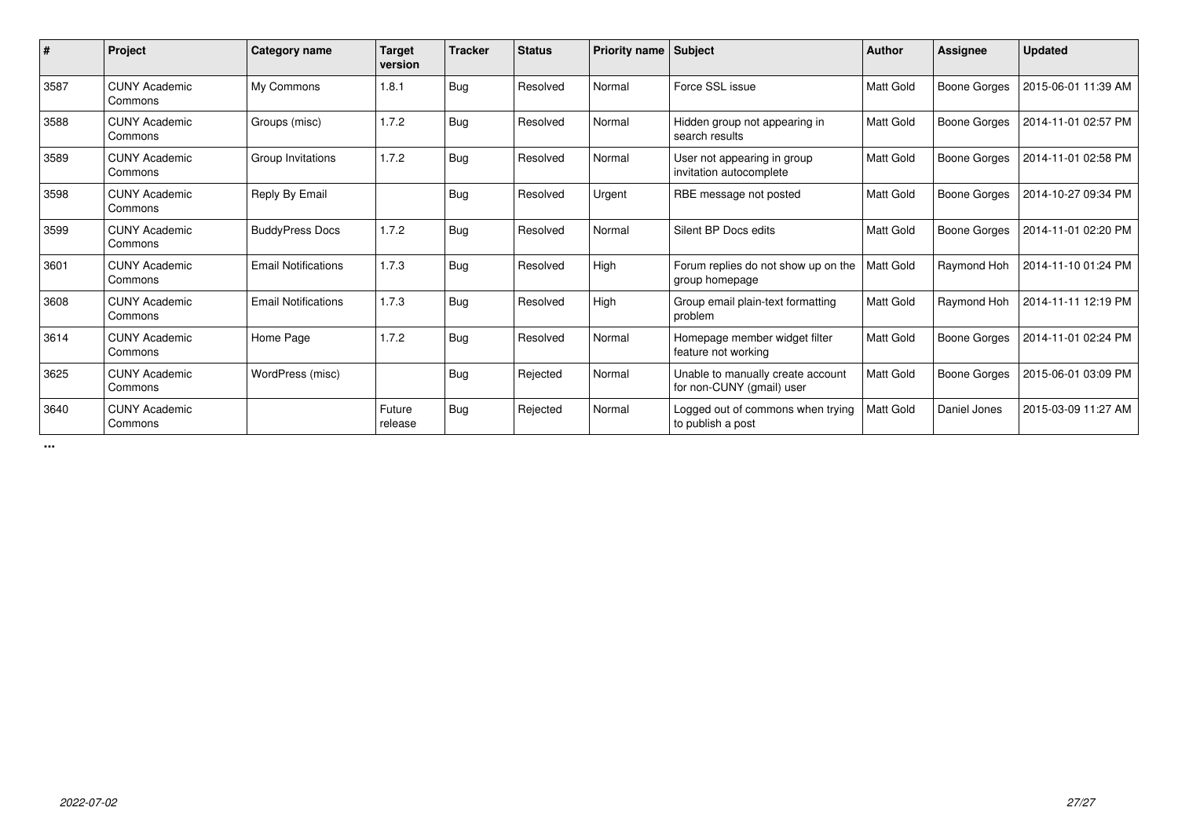| # | Project | Category name | Target version | Tracker | Status | Priority name | Subject | Author | Assignee | Updated |
|---|---|---|---|---|---|---|---|---|---|---|
| 3587 | CUNY Academic Commons | My Commons | 1.8.1 | Bug | Resolved | Normal | Force SSL issue | Matt Gold | Boone Gorges | 2015-06-01 11:39 AM |
| 3588 | CUNY Academic Commons | Groups (misc) | 1.7.2 | Bug | Resolved | Normal | Hidden group not appearing in search results | Matt Gold | Boone Gorges | 2014-11-01 02:57 PM |
| 3589 | CUNY Academic Commons | Group Invitations | 1.7.2 | Bug | Resolved | Normal | User not appearing in group invitation autocomplete | Matt Gold | Boone Gorges | 2014-11-01 02:58 PM |
| 3598 | CUNY Academic Commons | Reply By Email | | Bug | Resolved | Urgent | RBE message not posted | Matt Gold | Boone Gorges | 2014-10-27 09:34 PM |
| 3599 | CUNY Academic Commons | BuddyPress Docs | 1.7.2 | Bug | Resolved | Normal | Silent BP Docs edits | Matt Gold | Boone Gorges | 2014-11-01 02:20 PM |
| 3601 | CUNY Academic Commons | Email Notifications | 1.7.3 | Bug | Resolved | High | Forum replies do not show up on the group homepage | Matt Gold | Raymond Hoh | 2014-11-10 01:24 PM |
| 3608 | CUNY Academic Commons | Email Notifications | 1.7.3 | Bug | Resolved | High | Group email plain-text formatting problem | Matt Gold | Raymond Hoh | 2014-11-11 12:19 PM |
| 3614 | CUNY Academic Commons | Home Page | 1.7.2 | Bug | Resolved | Normal | Homepage member widget filter feature not working | Matt Gold | Boone Gorges | 2014-11-01 02:24 PM |
| 3625 | CUNY Academic Commons | WordPress (misc) | | Bug | Rejected | Normal | Unable to manually create account for non-CUNY (gmail) user | Matt Gold | Boone Gorges | 2015-06-01 03:09 PM |
| 3640 | CUNY Academic Commons | | Future release | Bug | Rejected | Normal | Logged out of commons when trying to publish a post | Matt Gold | Daniel Jones | 2015-03-09 11:27 AM |

...